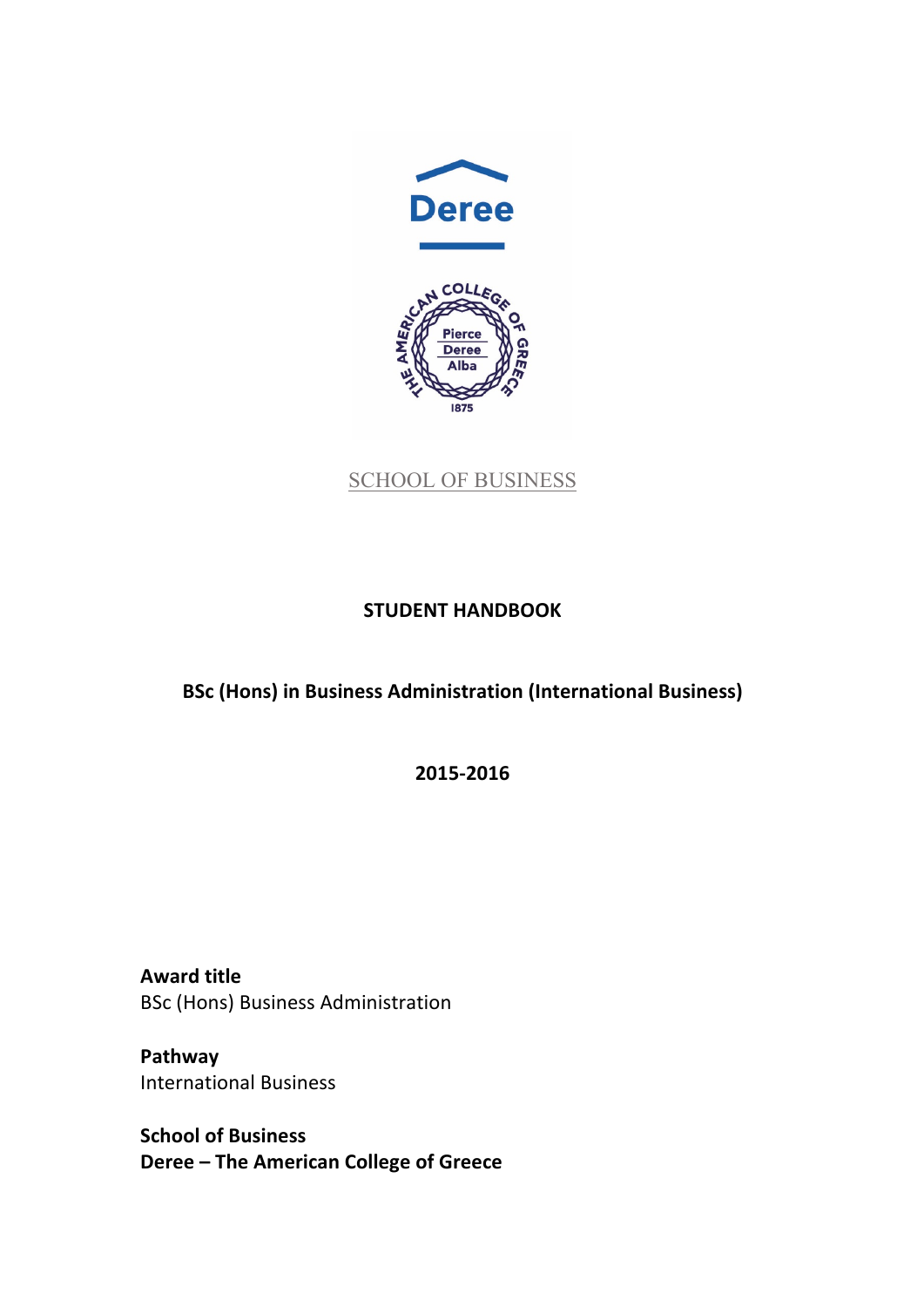SCHOOL OF BUSINESS

# STUDENT HANDBOOK

## BSc (Hons) in Business Administration (International Business)

## 2015-2016

**Award title**
BSc (Hons) Business Administration

**Pathway**
International Business

**School of Business**
**Deree – The American College of Greece**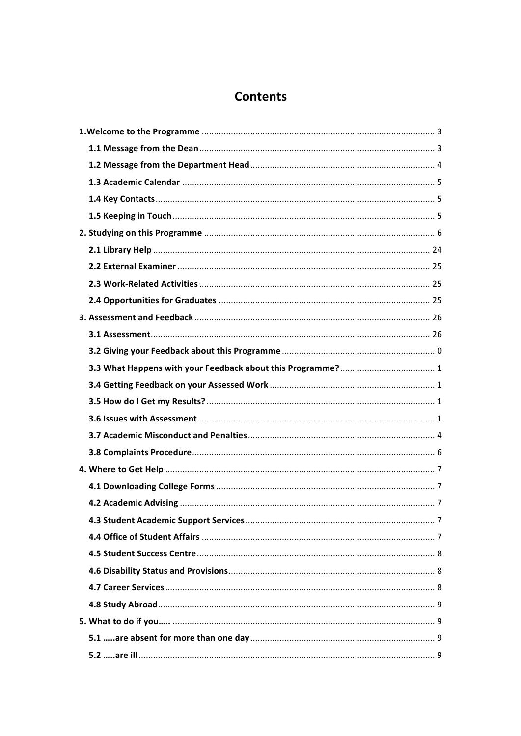# Contents

- **1.Welcome to the Programme** ........ 3
  - **1.1 Message from the Dean** ........ 3
  - **1.2 Message from the Department Head** ........ 4
  - **1.3 Academic Calendar** ........ 5
  - **1.4 Key Contacts** ........ 5
  - **1.5 Keeping in Touch** ........ 5
- **2. Studying on this Programme** ........ 6
  - **2.1 Library Help** ........ 24
  - **2.2 External Examiner** ........ 25
  - **2.3 Work-Related Activities** ........ 25
  - **2.4 Opportunities for Graduates** ........ 25
- **3. Assessment and Feedback** ........ 26
  - **3.1 Assessment** ........ 26
  - **3.2 Giving your Feedback about this Programme** ........ 0
  - **3.3 What Happens with your Feedback about this Programme?** ........ 1
  - **3.4 Getting Feedback on your Assessed Work** ........ 1
  - **3.5 How do I Get my Results?** ........ 1
  - **3.6 Issues with Assessment** ........ 1
  - **3.7 Academic Misconduct and Penalties** ........ 4
  - **3.8 Complaints Procedure** ........ 6
- **4. Where to Get Help** ........ 7
  - **4.1 Downloading College Forms** ........ 7
  - **4.2 Academic Advising** ........ 7
  - **4.3 Student Academic Support Services** ........ 7
  - **4.4 Office of Student Affairs** ........ 7
  - **4.5 Student Success Centre** ........ 8
  - **4.6 Disability Status and Provisions** ........ 8
  - **4.7 Career Services** ........ 8
  - **4.8 Study Abroad** ........ 9
- **5. What to do if you…..** ........ 9
  - **5.1 …..are absent for more than one day** ........ 9
  - **5.2 …..are ill** ........ 9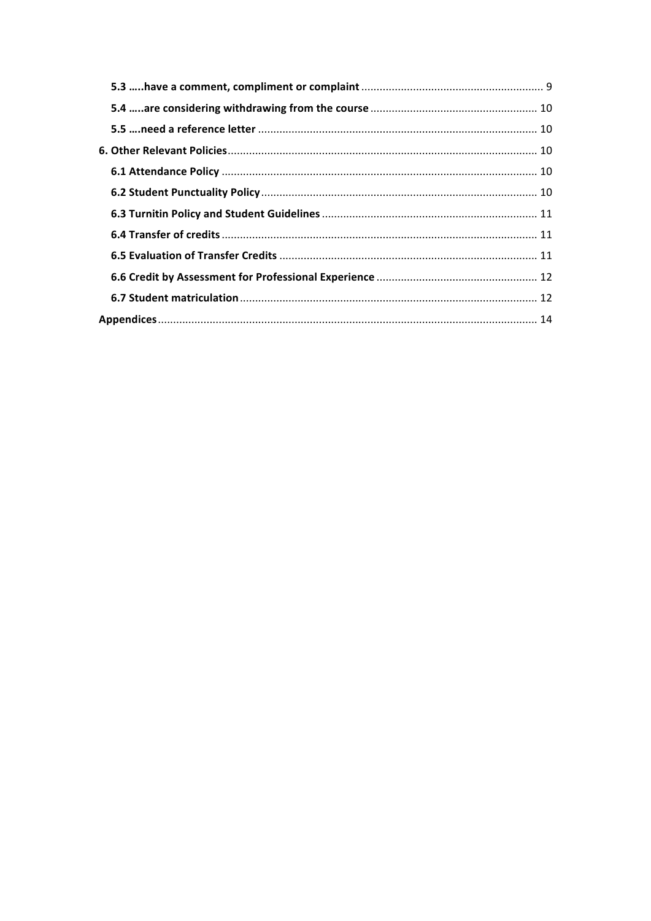**5.3 …..have a comment, compliment or complaint** ........................................................... 9

**5.4 …..are considering withdrawing from the course** ...................................................... 10

**5.5 ….need a reference letter** .......................................................................................... 10

**6. Other Relevant Policies** ..................................................................................................... 10

**6.1 Attendance Policy** ....................................................................................................... 10

**6.2 Student Punctuality Policy** .......................................................................................... 10

**6.3 Turnitin Policy and Student Guidelines** ...................................................................... 11

**6.4 Transfer of credits** ....................................................................................................... 11

**6.5 Evaluation of Transfer Credits** .................................................................................... 11

**6.6 Credit by Assessment for Professional Experience** .................................................... 12

**6.7 Student matriculation** ................................................................................................. 12

**Appendices** ............................................................................................................................ 14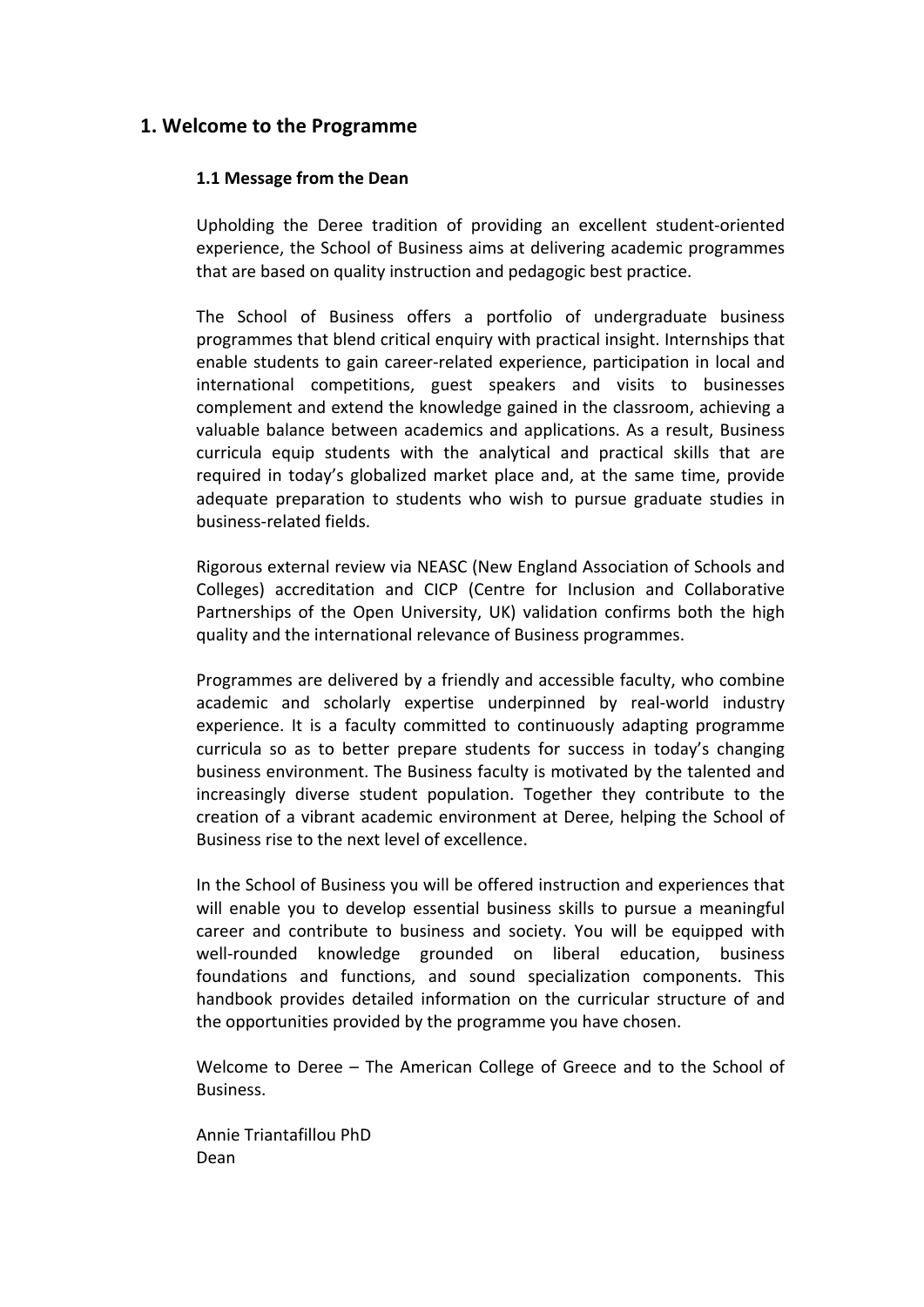## 1. Welcome to the Programme

### 1.1 Message from the Dean

Upholding the Deree tradition of providing an excellent student-oriented experience, the School of Business aims at delivering academic programmes that are based on quality instruction and pedagogic best practice.

The School of Business offers a portfolio of undergraduate business programmes that blend critical enquiry with practical insight. Internships that enable students to gain career-related experience, participation in local and international competitions, guest speakers and visits to businesses complement and extend the knowledge gained in the classroom, achieving a valuable balance between academics and applications. As a result, Business curricula equip students with the analytical and practical skills that are required in today's globalized market place and, at the same time, provide adequate preparation to students who wish to pursue graduate studies in business-related fields.

Rigorous external review via NEASC (New England Association of Schools and Colleges) accreditation and CICP (Centre for Inclusion and Collaborative Partnerships of the Open University, UK) validation confirms both the high quality and the international relevance of Business programmes.

Programmes are delivered by a friendly and accessible faculty, who combine academic and scholarly expertise underpinned by real-world industry experience. It is a faculty committed to continuously adapting programme curricula so as to better prepare students for success in today's changing business environment. The Business faculty is motivated by the talented and increasingly diverse student population. Together they contribute to the creation of a vibrant academic environment at Deree, helping the School of Business rise to the next level of excellence.

In the School of Business you will be offered instruction and experiences that will enable you to develop essential business skills to pursue a meaningful career and contribute to business and society. You will be equipped with well-rounded knowledge grounded on liberal education, business foundations and functions, and sound specialization components. This handbook provides detailed information on the curricular structure of and the opportunities provided by the programme you have chosen.

Welcome to Deree – The American College of Greece and to the School of Business.

Annie Triantafillou PhD
Dean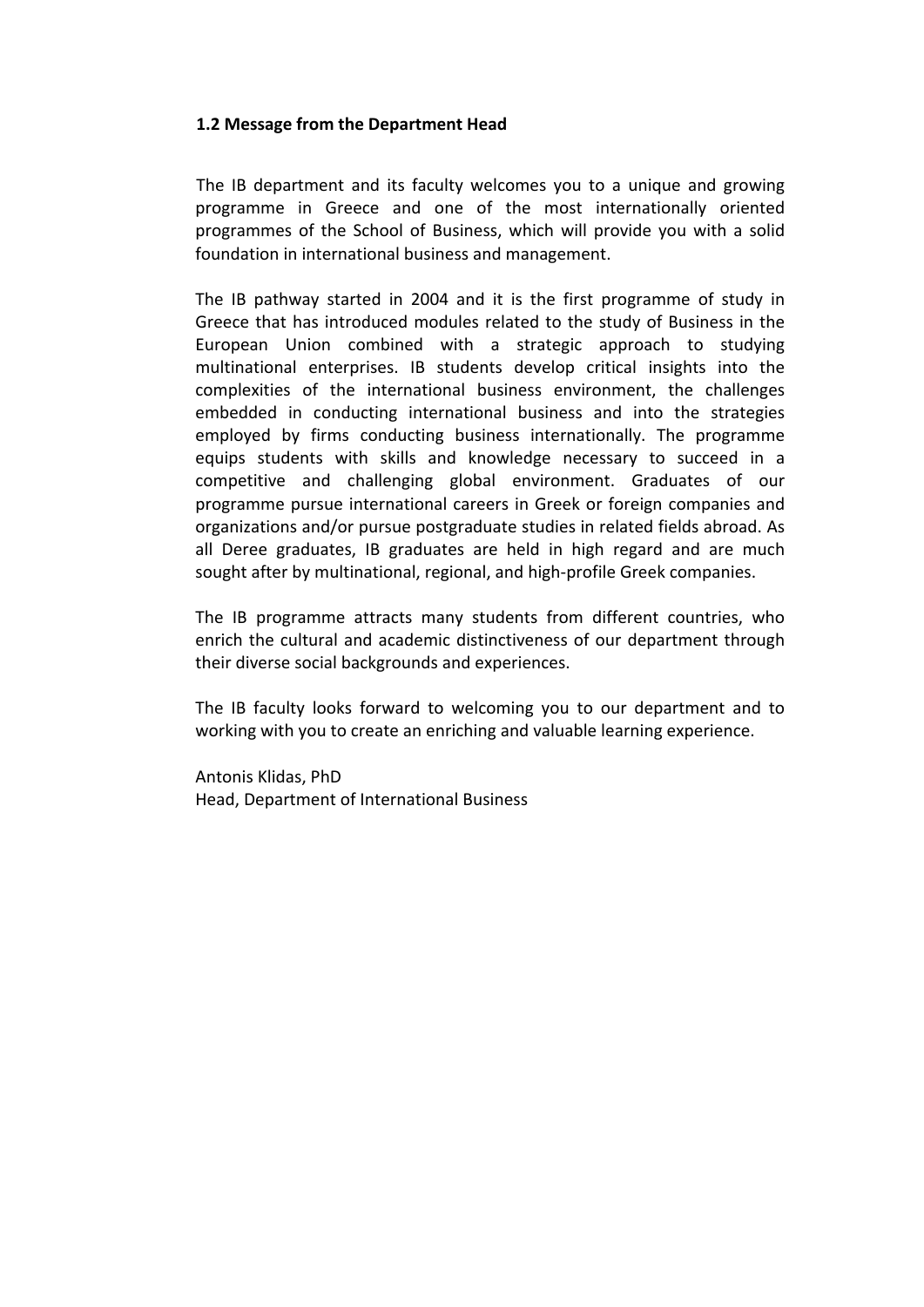### 1.2 Message from the Department Head

The IB department and its faculty welcomes you to a unique and growing programme in Greece and one of the most internationally oriented programmes of the School of Business, which will provide you with a solid foundation in international business and management.

The IB pathway started in 2004 and it is the first programme of study in Greece that has introduced modules related to the study of Business in the European Union combined with a strategic approach to studying multinational enterprises. IB students develop critical insights into the complexities of the international business environment, the challenges embedded in conducting international business and into the strategies employed by firms conducting business internationally. The programme equips students with skills and knowledge necessary to succeed in a competitive and challenging global environment. Graduates of our programme pursue international careers in Greek or foreign companies and organizations and/or pursue postgraduate studies in related fields abroad. As all Deree graduates, IB graduates are held in high regard and are much sought after by multinational, regional, and high-profile Greek companies.

The IB programme attracts many students from different countries, who enrich the cultural and academic distinctiveness of our department through their diverse social backgrounds and experiences.

The IB faculty looks forward to welcoming you to our department and to working with you to create an enriching and valuable learning experience.

Antonis Klidas, PhD
Head, Department of International Business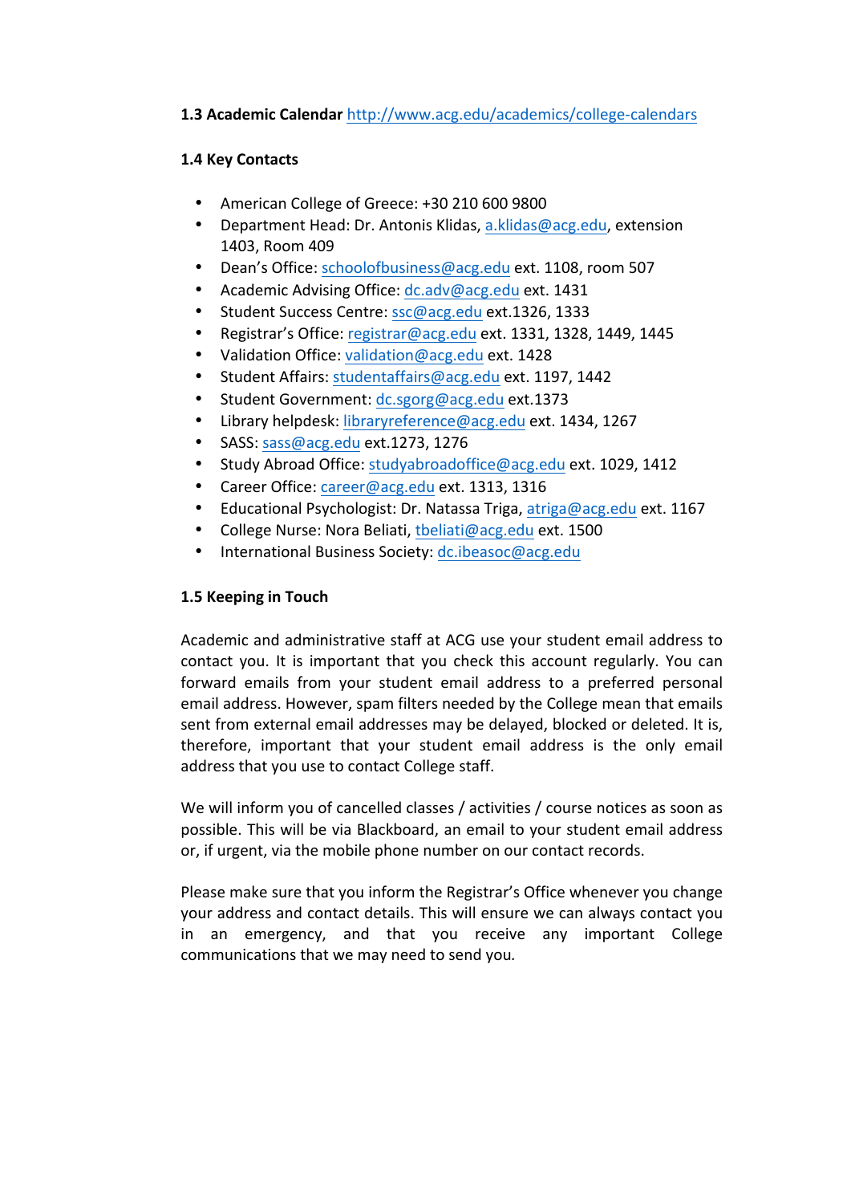**1.3 Academic Calendar** http://www.acg.edu/academics/college-calendars

**1.4 Key Contacts**

- American College of Greece: +30 210 600 9800
- Department Head: Dr. Antonis Klidas, a.klidas@acg.edu, extension 1403, Room 409
- Dean's Office: schoolofbusiness@acg.edu ext. 1108, room 507
- Academic Advising Office: dc.adv@acg.edu ext. 1431
- Student Success Centre: ssc@acg.edu ext.1326, 1333
- Registrar's Office: registrar@acg.edu ext. 1331, 1328, 1449, 1445
- Validation Office: validation@acg.edu ext. 1428
- Student Affairs: studentaffairs@acg.edu ext. 1197, 1442
- Student Government: dc.sgorg@acg.edu ext.1373
- Library helpdesk: libraryreference@acg.edu ext. 1434, 1267
- SASS: sass@acg.edu ext.1273, 1276
- Study Abroad Office: studyabroadoffice@acg.edu ext. 1029, 1412
- Career Office: career@acg.edu ext. 1313, 1316
- Educational Psychologist: Dr. Natassa Triga, atriga@acg.edu ext. 1167
- College Nurse: Nora Beliati, tbeliati@acg.edu ext. 1500
- International Business Society: dc.ibeasoc@acg.edu

**1.5 Keeping in Touch**

Academic and administrative staff at ACG use your student email address to contact you. It is important that you check this account regularly. You can forward emails from your student email address to a preferred personal email address. However, spam filters needed by the College mean that emails sent from external email addresses may be delayed, blocked or deleted. It is, therefore, important that your student email address is the only email address that you use to contact College staff.

We will inform you of cancelled classes / activities / course notices as soon as possible. This will be via Blackboard, an email to your student email address or, if urgent, via the mobile phone number on our contact records.

Please make sure that you inform the Registrar's Office whenever you change your address and contact details. This will ensure we can always contact you in an emergency, and that you receive any important College communications that we may need to send you.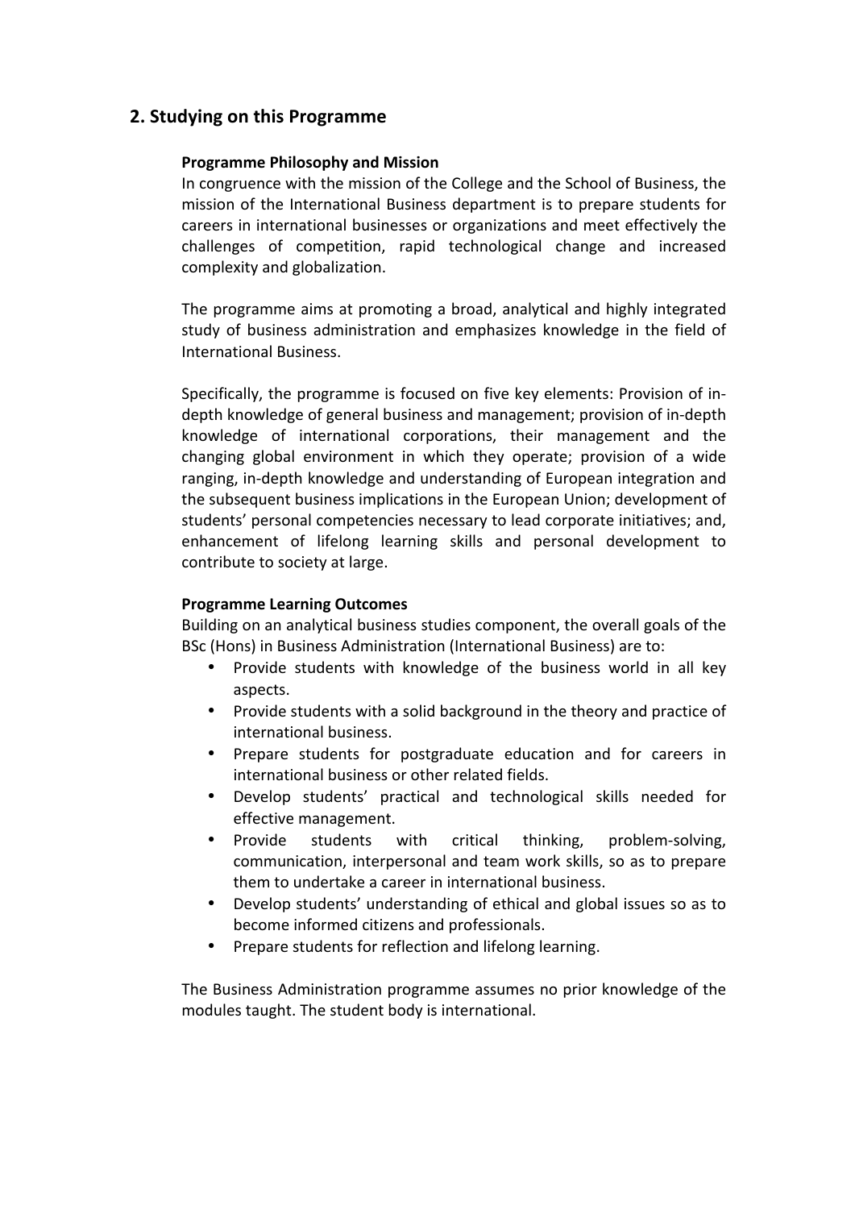## 2. Studying on this Programme

**Programme Philosophy and Mission**

In congruence with the mission of the College and the School of Business, the mission of the International Business department is to prepare students for careers in international businesses or organizations and meet effectively the challenges of competition, rapid technological change and increased complexity and globalization.

The programme aims at promoting a broad, analytical and highly integrated study of business administration and emphasizes knowledge in the field of International Business.

Specifically, the programme is focused on five key elements: Provision of in-depth knowledge of general business and management; provision of in-depth knowledge of international corporations, their management and the changing global environment in which they operate; provision of a wide ranging, in-depth knowledge and understanding of European integration and the subsequent business implications in the European Union; development of students' personal competencies necessary to lead corporate initiatives; and, enhancement of lifelong learning skills and personal development to contribute to society at large.

**Programme Learning Outcomes**

Building on an analytical business studies component, the overall goals of the BSc (Hons) in Business Administration (International Business) are to:

- Provide students with knowledge of the business world in all key aspects.
- Provide students with a solid background in the theory and practice of international business.
- Prepare students for postgraduate education and for careers in international business or other related fields.
- Develop students' practical and technological skills needed for effective management.
- Provide students with critical thinking, problem-solving, communication, interpersonal and team work skills, so as to prepare them to undertake a career in international business.
- Develop students' understanding of ethical and global issues so as to become informed citizens and professionals.
- Prepare students for reflection and lifelong learning.

The Business Administration programme assumes no prior knowledge of the modules taught. The student body is international.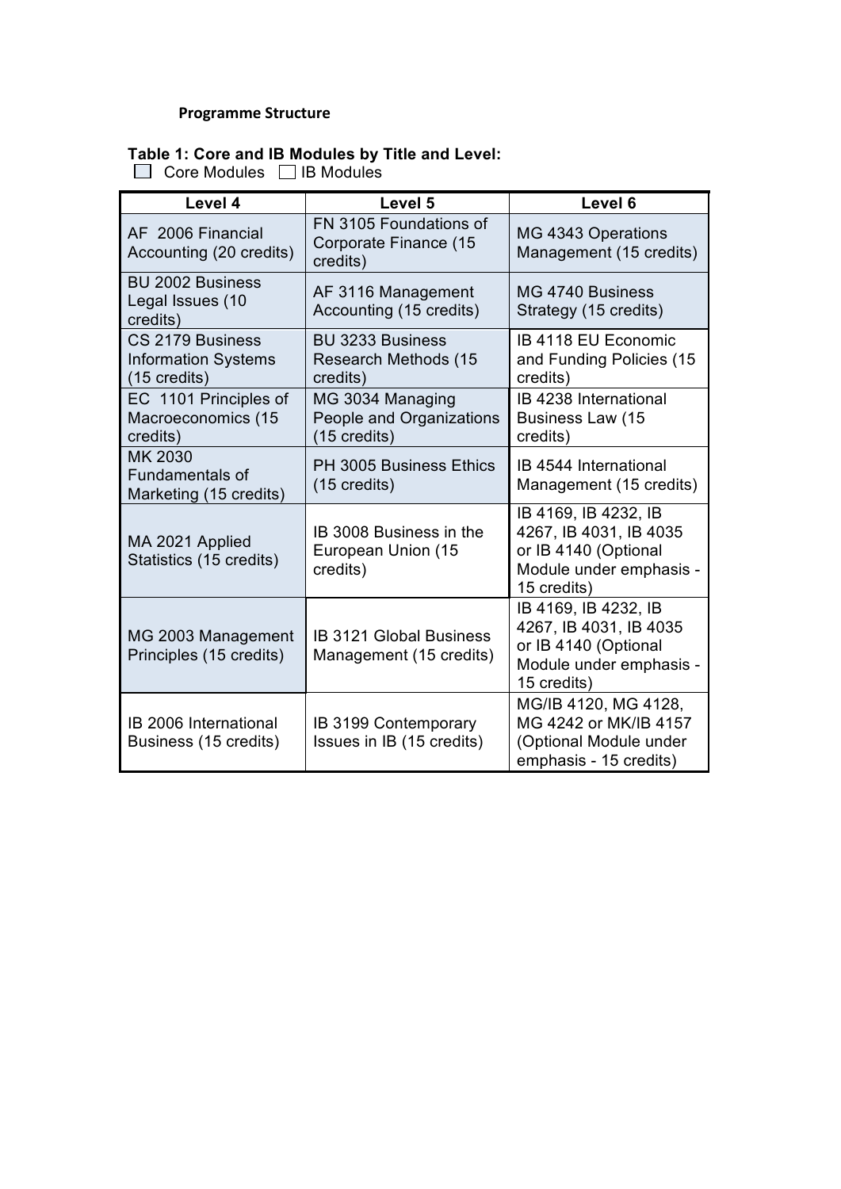**Programme Structure**

**Table 1: Core and IB Modules by Title and Level:**

☐ Core Modules ☐ IB Modules

| Level 4 | Level 5 | Level 6 |
| --- | --- | --- |
| AF 2006 Financial Accounting (20 credits) | FN 3105 Foundations of Corporate Finance (15 credits) | MG 4343 Operations Management (15 credits) |
| BU 2002 Business Legal Issues (10 credits) | AF 3116 Management Accounting (15 credits) | MG 4740 Business Strategy (15 credits) |
| CS 2179 Business Information Systems (15 credits) | BU 3233 Business Research Methods (15 credits) | IB 4118 EU Economic and Funding Policies (15 credits) |
| EC 1101 Principles of Macroeconomics (15 credits) | MG 3034 Managing People and Organizations (15 credits) | IB 4238 International Business Law (15 credits) |
| MK 2030 Fundamentals of Marketing (15 credits) | PH 3005 Business Ethics (15 credits) | IB 4544 International Management (15 credits) |
| MA 2021 Applied Statistics (15 credits) | IB 3008 Business in the European Union (15 credits) | IB 4169, IB 4232, IB 4267, IB 4031, IB 4035 or IB 4140 (Optional Module under emphasis - 15 credits) |
| MG 2003 Management Principles (15 credits) | IB 3121 Global Business Management (15 credits) | IB 4169, IB 4232, IB 4267, IB 4031, IB 4035 or IB 4140 (Optional Module under emphasis - 15 credits) |
| IB 2006 International Business (15 credits) | IB 3199 Contemporary Issues in IB (15 credits) | MG/IB 4120, MG 4128, MG 4242 or MK/IB 4157 (Optional Module under emphasis - 15 credits) |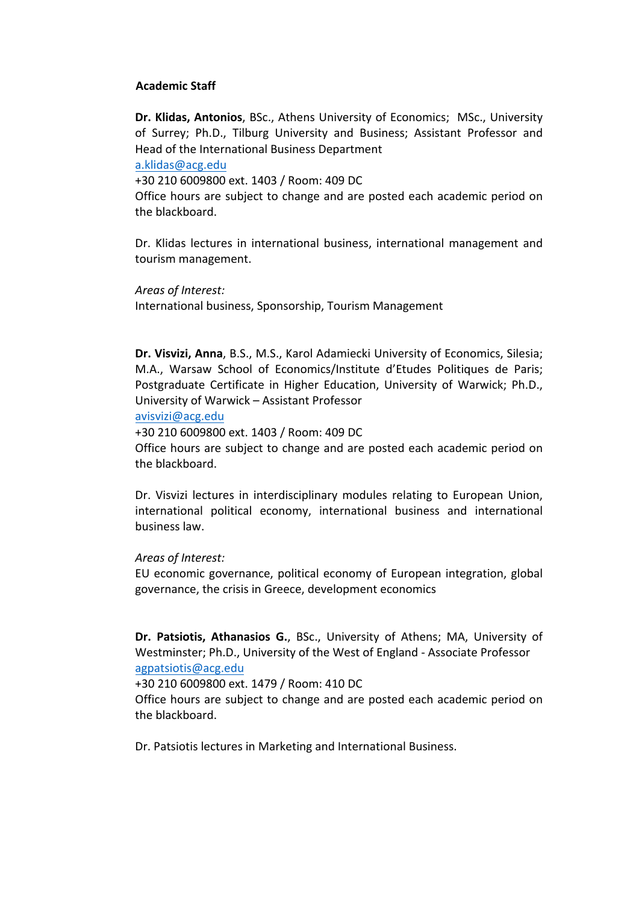**Academic Staff**

**Dr. Klidas, Antonios**, BSc., Athens University of Economics; MSc., University of Surrey; Ph.D., Tilburg University and Business; Assistant Professor and Head of the International Business Department
a.klidas@acg.edu
+30 210 6009800 ext. 1403 / Room: 409 DC
Office hours are subject to change and are posted each academic period on the blackboard.

Dr. Klidas lectures in international business, international management and tourism management.

*Areas of Interest:*
International business, Sponsorship, Tourism Management

**Dr. Visvizi, Anna**, B.S., M.S., Karol Adamiecki University of Economics, Silesia; M.A., Warsaw School of Economics/Institute d'Etudes Politiques de Paris; Postgraduate Certificate in Higher Education, University of Warwick; Ph.D., University of Warwick – Assistant Professor
avisvizi@acg.edu
+30 210 6009800 ext. 1403 / Room: 409 DC
Office hours are subject to change and are posted each academic period on the blackboard.

Dr. Visvizi lectures in interdisciplinary modules relating to European Union, international political economy, international business and international business law.

*Areas of Interest:*
EU economic governance, political economy of European integration, global governance, the crisis in Greece, development economics

**Dr. Patsiotis, Athanasios G.**, BSc., University of Athens; MA, University of Westminster; Ph.D., University of the West of England - Associate Professor
agpatsiotis@acg.edu
+30 210 6009800 ext. 1479 / Room: 410 DC
Office hours are subject to change and are posted each academic period on the blackboard.

Dr. Patsiotis lectures in Marketing and International Business.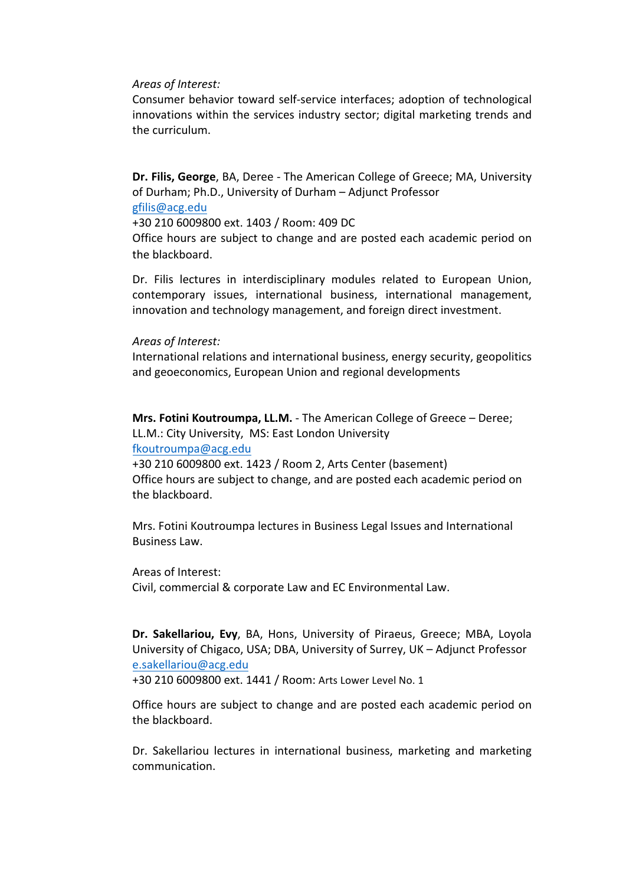*Areas of Interest:*
Consumer behavior toward self-service interfaces; adoption of technological innovations within the services industry sector; digital marketing trends and the curriculum.

**Dr. Filis, George**, BA, Deree - The American College of Greece; MA, University of Durham; Ph.D., University of Durham – Adjunct Professor
gfilis@acg.edu
+30 210 6009800 ext. 1403 / Room: 409 DC
Office hours are subject to change and are posted each academic period on the blackboard.

Dr. Filis lectures in interdisciplinary modules related to European Union, contemporary issues, international business, international management, innovation and technology management, and foreign direct investment.

*Areas of Interest:*
International relations and international business, energy security, geopolitics and geoeconomics, European Union and regional developments

**Mrs. Fotini Koutroumpa, LL.M.** - The American College of Greece – Deree; LL.M.: City University, MS: East London University
fkoutroumpa@acg.edu
+30 210 6009800 ext. 1423 / Room 2, Arts Center (basement)
Office hours are subject to change, and are posted each academic period on the blackboard.

Mrs. Fotini Koutroumpa lectures in Business Legal Issues and International Business Law.

Areas of Interest:
Civil, commercial & corporate Law and EC Environmental Law.

**Dr. Sakellariou, Evy**, BA, Hons, University of Piraeus, Greece; MBA, Loyola University of Chigaco, USA; DBA, University of Surrey, UK – Adjunct Professor
e.sakellariou@acg.edu
+30 210 6009800 ext. 1441 / Room: Arts Lower Level No. 1

Office hours are subject to change and are posted each academic period on the blackboard.

Dr. Sakellariou lectures in international business, marketing and marketing communication.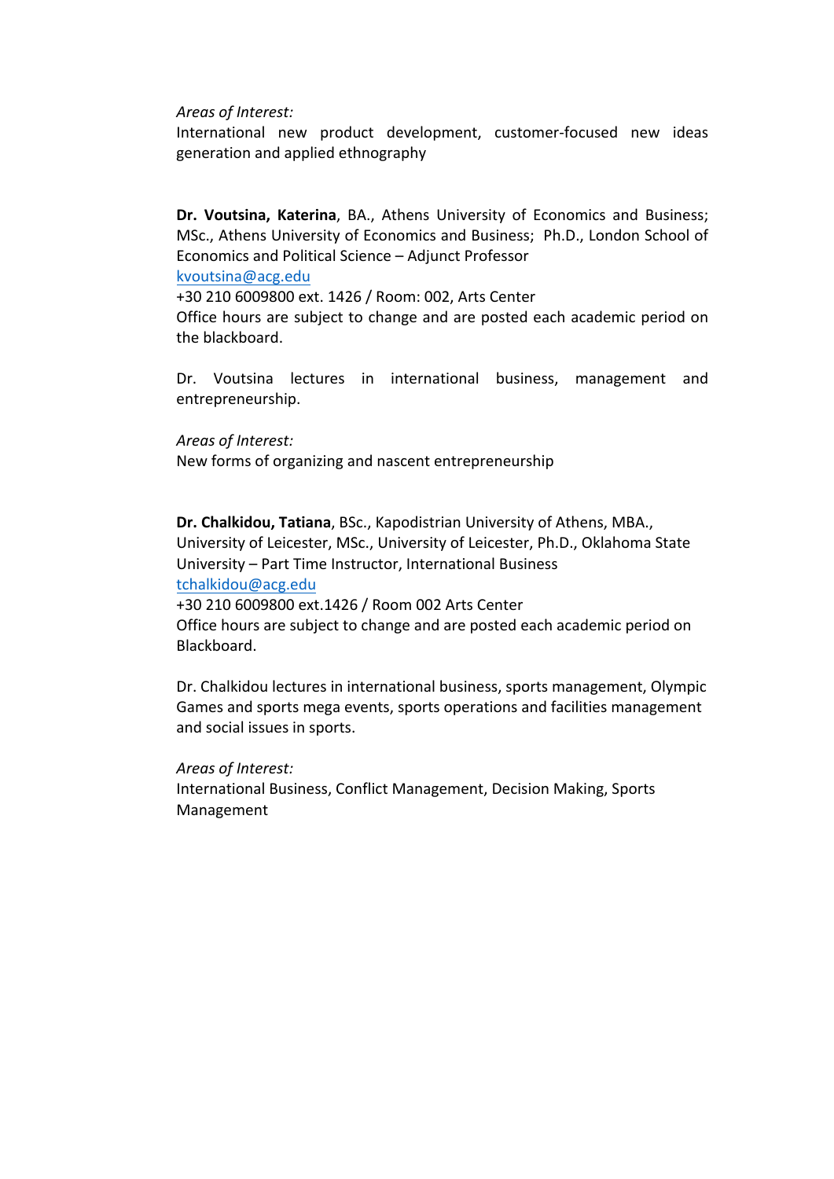*Areas of Interest:*
International new product development, customer-focused new ideas generation and applied ethnography

**Dr. Voutsina, Katerina**, BA., Athens University of Economics and Business; MSc., Athens University of Economics and Business; Ph.D., London School of Economics and Political Science – Adjunct Professor
kvoutsina@acg.edu
+30 210 6009800 ext. 1426 / Room: 002, Arts Center
Office hours are subject to change and are posted each academic period on the blackboard.

Dr. Voutsina lectures in international business, management and entrepreneurship.

*Areas of Interest:*
New forms of organizing and nascent entrepreneurship

**Dr. Chalkidou, Tatiana**, BSc., Kapodistrian University of Athens, MBA., University of Leicester, MSc., University of Leicester, Ph.D., Oklahoma State University – Part Time Instructor, International Business
tchalkidou@acg.edu
+30 210 6009800 ext.1426 / Room 002 Arts Center
Office hours are subject to change and are posted each academic period on Blackboard.

Dr. Chalkidou lectures in international business, sports management, Olympic Games and sports mega events, sports operations and facilities management and social issues in sports.

*Areas of Interest:*
International Business, Conflict Management, Decision Making, Sports Management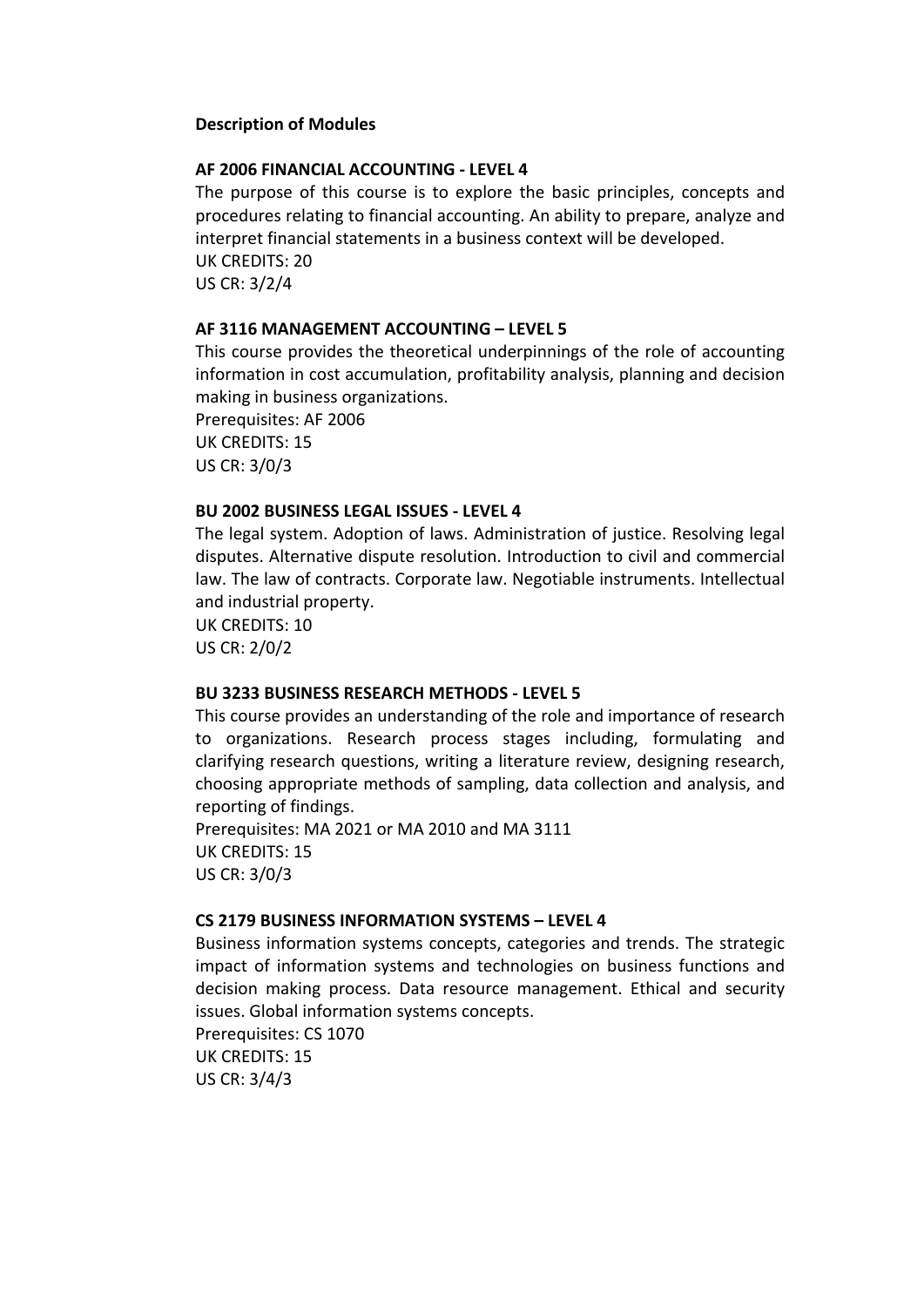**Description of Modules**

**AF 2006 FINANCIAL ACCOUNTING - LEVEL 4**

The purpose of this course is to explore the basic principles, concepts and procedures relating to financial accounting. An ability to prepare, analyze and interpret financial statements in a business context will be developed.
UK CREDITS: 20
US CR: 3/2/4

**AF 3116 MANAGEMENT ACCOUNTING – LEVEL 5**

This course provides the theoretical underpinnings of the role of accounting information in cost accumulation, profitability analysis, planning and decision making in business organizations.
Prerequisites: AF 2006
UK CREDITS: 15
US CR: 3/0/3

**BU 2002 BUSINESS LEGAL ISSUES - LEVEL 4**

The legal system. Adoption of laws. Administration of justice. Resolving legal disputes. Alternative dispute resolution. Introduction to civil and commercial law. The law of contracts. Corporate law. Negotiable instruments. Intellectual and industrial property.
UK CREDITS: 10
US CR: 2/0/2

**BU 3233 BUSINESS RESEARCH METHODS - LEVEL 5**

This course provides an understanding of the role and importance of research to organizations. Research process stages including, formulating and clarifying research questions, writing a literature review, designing research, choosing appropriate methods of sampling, data collection and analysis, and reporting of findings.
Prerequisites: MA 2021 or MA 2010 and MA 3111
UK CREDITS: 15
US CR: 3/0/3

**CS 2179 BUSINESS INFORMATION SYSTEMS – LEVEL 4**

Business information systems concepts, categories and trends. The strategic impact of information systems and technologies on business functions and decision making process. Data resource management. Ethical and security issues. Global information systems concepts.
Prerequisites: CS 1070
UK CREDITS: 15
US CR: 3/4/3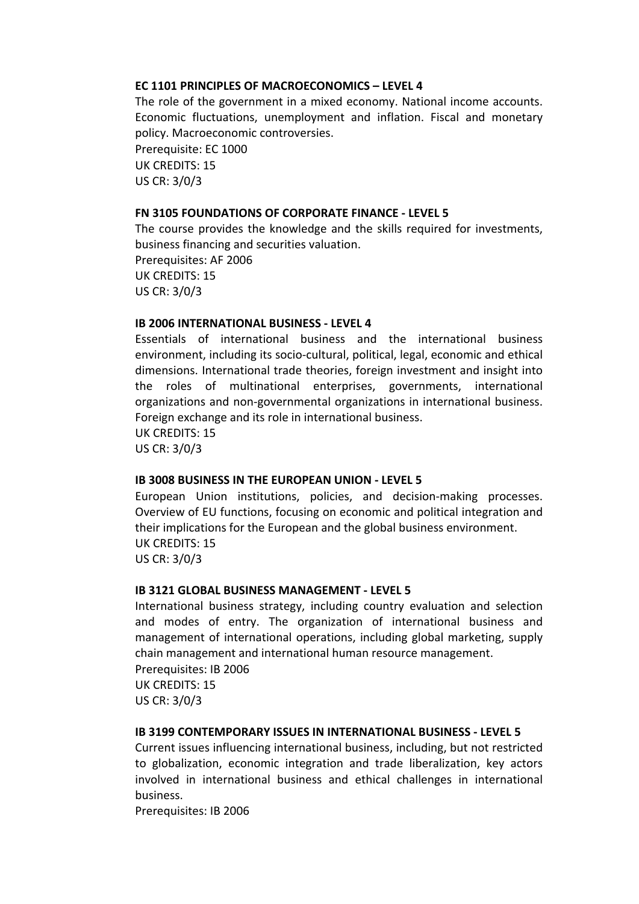**EC 1101 PRINCIPLES OF MACROECONOMICS – LEVEL 4**

The role of the government in a mixed economy. National income accounts. Economic fluctuations, unemployment and inflation. Fiscal and monetary policy. Macroeconomic controversies.

Prerequisite: EC 1000
UK CREDITS: 15
US CR: 3/0/3

**FN 3105 FOUNDATIONS OF CORPORATE FINANCE - LEVEL 5**

The course provides the knowledge and the skills required for investments, business financing and securities valuation.

Prerequisites: AF 2006
UK CREDITS: 15
US CR: 3/0/3

**IB 2006 INTERNATIONAL BUSINESS - LEVEL 4**

Essentials of international business and the international business environment, including its socio-cultural, political, legal, economic and ethical dimensions. International trade theories, foreign investment and insight into the roles of multinational enterprises, governments, international organizations and non-governmental organizations in international business. Foreign exchange and its role in international business.

UK CREDITS: 15
US CR: 3/0/3

**IB 3008 BUSINESS IN THE EUROPEAN UNION - LEVEL 5**

European Union institutions, policies, and decision-making processes. Overview of EU functions, focusing on economic and political integration and their implications for the European and the global business environment.

UK CREDITS: 15
US CR: 3/0/3

**IB 3121 GLOBAL BUSINESS MANAGEMENT - LEVEL 5**

International business strategy, including country evaluation and selection and modes of entry. The organization of international business and management of international operations, including global marketing, supply chain management and international human resource management.

Prerequisites: IB 2006
UK CREDITS: 15
US CR: 3/0/3

**IB 3199 CONTEMPORARY ISSUES IN INTERNATIONAL BUSINESS - LEVEL 5**

Current issues influencing international business, including, but not restricted to globalization, economic integration and trade liberalization, key actors involved in international business and ethical challenges in international business.

Prerequisites: IB 2006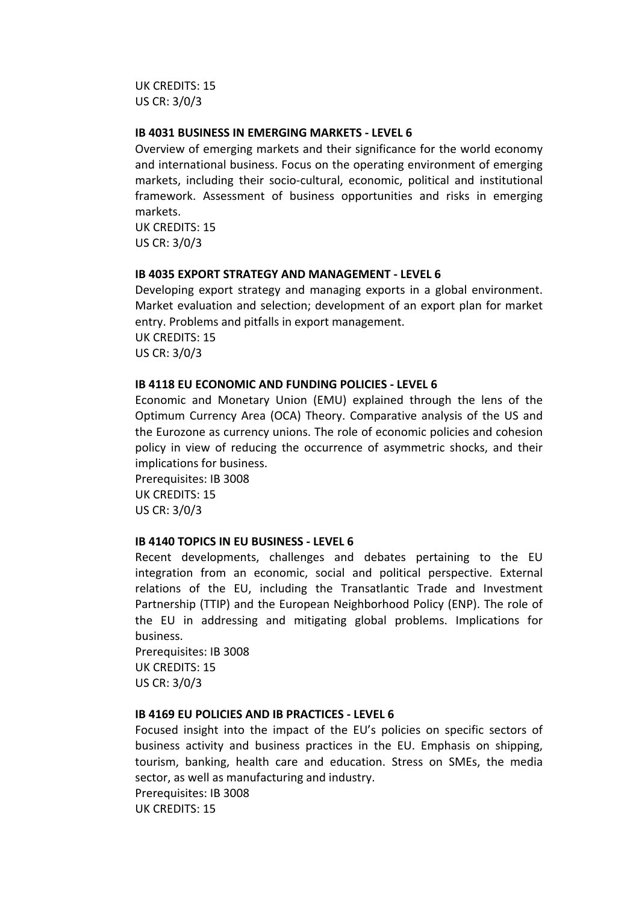UK CREDITS: 15
US CR: 3/0/3

**IB 4031 BUSINESS IN EMERGING MARKETS - LEVEL 6**

Overview of emerging markets and their significance for the world economy and international business. Focus on the operating environment of emerging markets, including their socio-cultural, economic, political and institutional framework. Assessment of business opportunities and risks in emerging markets.
UK CREDITS: 15
US CR: 3/0/3

**IB 4035 EXPORT STRATEGY AND MANAGEMENT - LEVEL 6**

Developing export strategy and managing exports in a global environment. Market evaluation and selection; development of an export plan for market entry. Problems and pitfalls in export management.
UK CREDITS: 15
US CR: 3/0/3

**IB 4118 EU ECONOMIC AND FUNDING POLICIES - LEVEL 6**

Economic and Monetary Union (EMU) explained through the lens of the Optimum Currency Area (OCA) Theory. Comparative analysis of the US and the Eurozone as currency unions. The role of economic policies and cohesion policy in view of reducing the occurrence of asymmetric shocks, and their implications for business.
Prerequisites: IB 3008
UK CREDITS: 15
US CR: 3/0/3

**IB 4140 TOPICS IN EU BUSINESS - LEVEL 6**

Recent developments, challenges and debates pertaining to the EU integration from an economic, social and political perspective. External relations of the EU, including the Transatlantic Trade and Investment Partnership (TTIP) and the European Neighborhood Policy (ENP). The role of the EU in addressing and mitigating global problems. Implications for business.
Prerequisites: IB 3008
UK CREDITS: 15
US CR: 3/0/3

**IB 4169 EU POLICIES AND IB PRACTICES - LEVEL 6**

Focused insight into the impact of the EU's policies on specific sectors of business activity and business practices in the EU. Emphasis on shipping, tourism, banking, health care and education. Stress on SMEs, the media sector, as well as manufacturing and industry.
Prerequisites: IB 3008
UK CREDITS: 15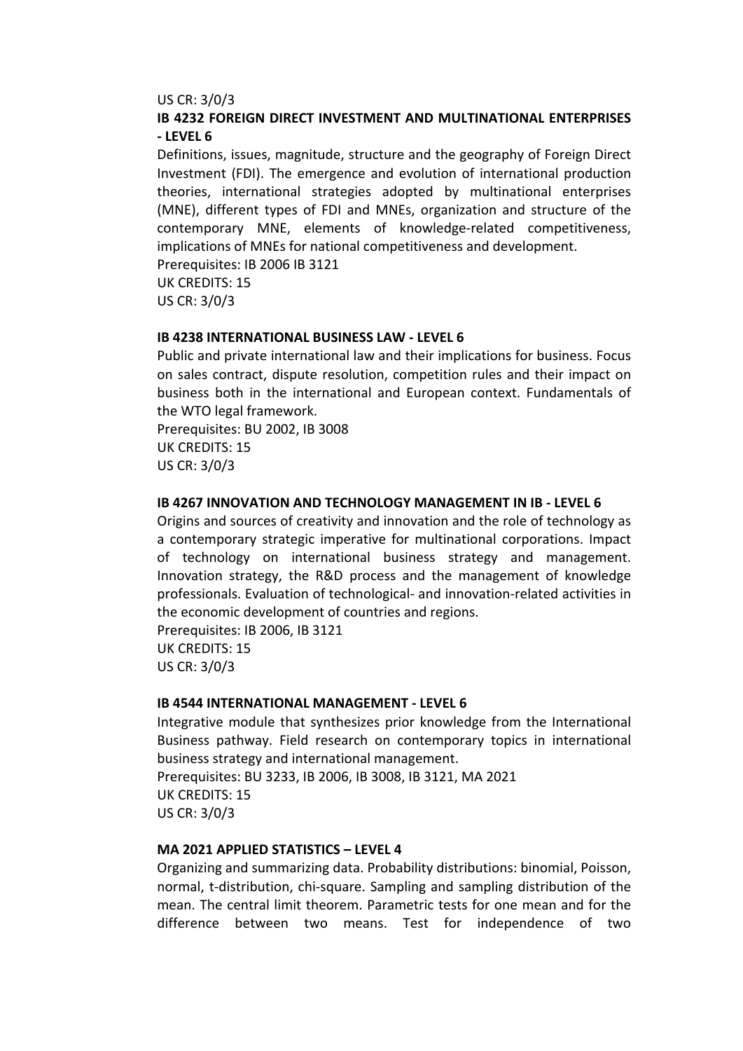US CR: 3/0/3

**IB 4232 FOREIGN DIRECT INVESTMENT AND MULTINATIONAL ENTERPRISES - LEVEL 6**

Definitions, issues, magnitude, structure and the geography of Foreign Direct Investment (FDI). The emergence and evolution of international production theories, international strategies adopted by multinational enterprises (MNE), different types of FDI and MNEs, organization and structure of the contemporary MNE, elements of knowledge-related competitiveness, implications of MNEs for national competitiveness and development.
Prerequisites: IB 2006 IB 3121
UK CREDITS: 15
US CR: 3/0/3

**IB 4238 INTERNATIONAL BUSINESS LAW - LEVEL 6**

Public and private international law and their implications for business. Focus on sales contract, dispute resolution, competition rules and their impact on business both in the international and European context. Fundamentals of the WTO legal framework.
Prerequisites: BU 2002, IB 3008
UK CREDITS: 15
US CR: 3/0/3

**IB 4267 INNOVATION AND TECHNOLOGY MANAGEMENT IN IB - LEVEL 6**

Origins and sources of creativity and innovation and the role of technology as a contemporary strategic imperative for multinational corporations. Impact of technology on international business strategy and management. Innovation strategy, the R&D process and the management of knowledge professionals. Evaluation of technological- and innovation-related activities in the economic development of countries and regions.
Prerequisites: IB 2006, IB 3121
UK CREDITS: 15
US CR: 3/0/3

**IB 4544 INTERNATIONAL MANAGEMENT - LEVEL 6**

Integrative module that synthesizes prior knowledge from the International Business pathway. Field research on contemporary topics in international business strategy and international management.
Prerequisites: BU 3233, IB 2006, IB 3008, IB 3121, MA 2021
UK CREDITS: 15
US CR: 3/0/3

**MA 2021 APPLIED STATISTICS – LEVEL 4**

Organizing and summarizing data. Probability distributions: binomial, Poisson, normal, t-distribution, chi-square. Sampling and sampling distribution of the mean. The central limit theorem. Parametric tests for one mean and for the difference between two means. Test for independence of two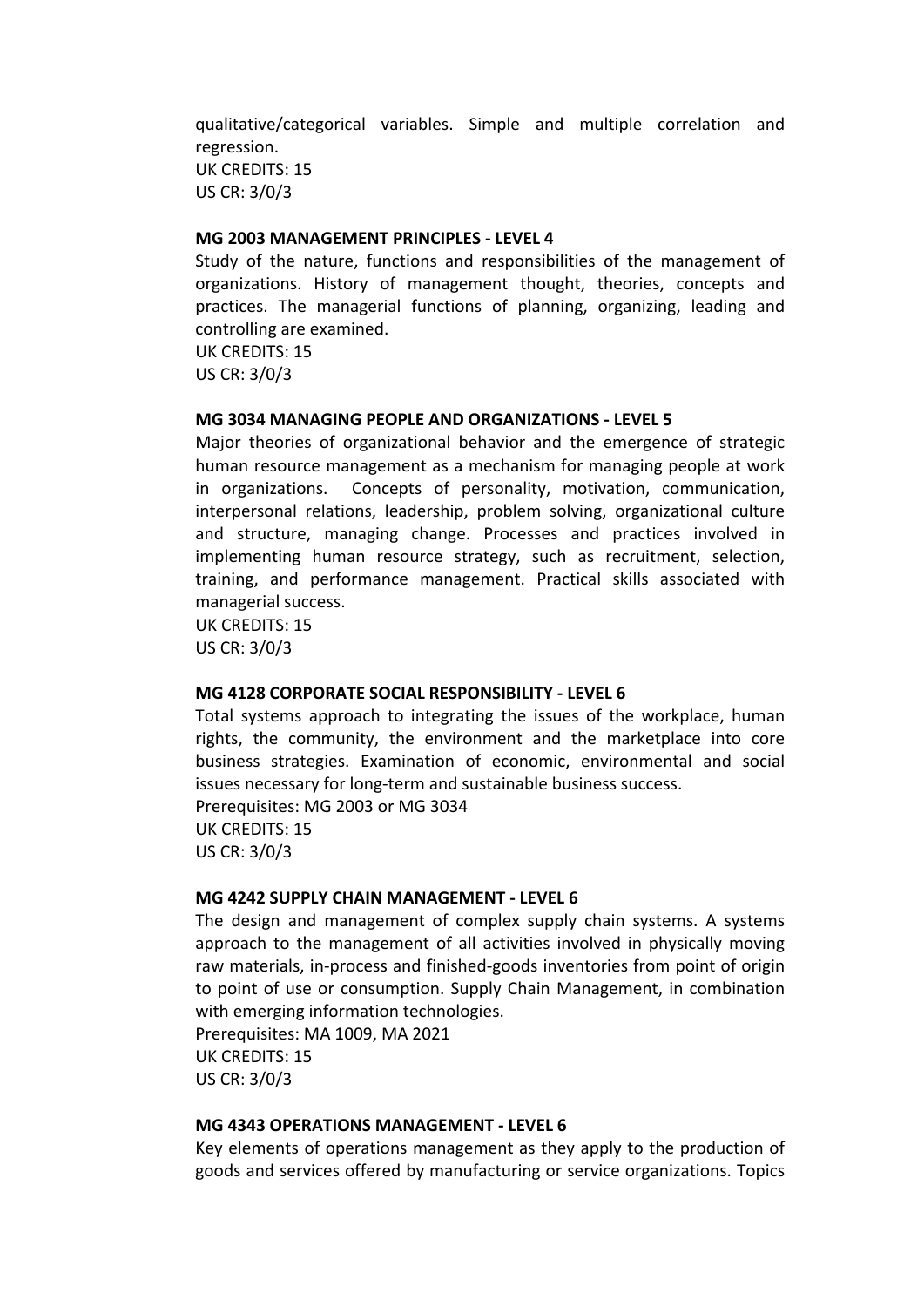qualitative/categorical variables. Simple and multiple correlation and regression.
UK CREDITS: 15
US CR: 3/0/3

**MG 2003 MANAGEMENT PRINCIPLES - LEVEL 4**
Study of the nature, functions and responsibilities of the management of organizations. History of management thought, theories, concepts and practices. The managerial functions of planning, organizing, leading and controlling are examined.
UK CREDITS: 15
US CR: 3/0/3

**MG 3034 MANAGING PEOPLE AND ORGANIZATIONS - LEVEL 5**
Major theories of organizational behavior and the emergence of strategic human resource management as a mechanism for managing people at work in organizations. Concepts of personality, motivation, communication, interpersonal relations, leadership, problem solving, organizational culture and structure, managing change. Processes and practices involved in implementing human resource strategy, such as recruitment, selection, training, and performance management. Practical skills associated with managerial success.
UK CREDITS: 15
US CR: 3/0/3

**MG 4128 CORPORATE SOCIAL RESPONSIBILITY - LEVEL 6**
Total systems approach to integrating the issues of the workplace, human rights, the community, the environment and the marketplace into core business strategies. Examination of economic, environmental and social issues necessary for long-term and sustainable business success.
Prerequisites: MG 2003 or MG 3034
UK CREDITS: 15
US CR: 3/0/3

**MG 4242 SUPPLY CHAIN MANAGEMENT - LEVEL 6**
The design and management of complex supply chain systems. A systems approach to the management of all activities involved in physically moving raw materials, in-process and finished-goods inventories from point of origin to point of use or consumption. Supply Chain Management, in combination with emerging information technologies.
Prerequisites: MA 1009, MA 2021
UK CREDITS: 15
US CR: 3/0/3

**MG 4343 OPERATIONS MANAGEMENT - LEVEL 6**
Key elements of operations management as they apply to the production of goods and services offered by manufacturing or service organizations. Topics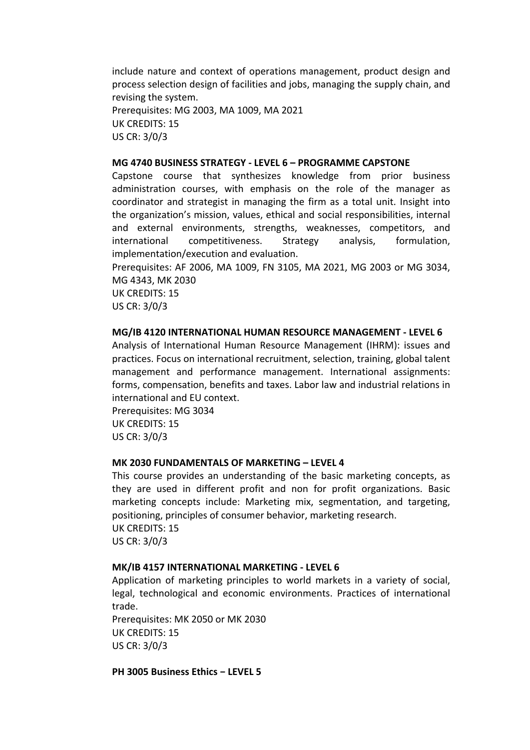include nature and context of operations management, product design and process selection design of facilities and jobs, managing the supply chain, and revising the system.
Prerequisites: MG 2003, MA 1009, MA 2021
UK CREDITS: 15
US CR: 3/0/3

**MG 4740 BUSINESS STRATEGY - LEVEL 6 – PROGRAMME CAPSTONE**

Capstone course that synthesizes knowledge from prior business administration courses, with emphasis on the role of the manager as coordinator and strategist in managing the firm as a total unit. Insight into the organization's mission, values, ethical and social responsibilities, internal and external environments, strengths, weaknesses, competitors, and international competitiveness. Strategy analysis, formulation, implementation/execution and evaluation.
Prerequisites: AF 2006, MA 1009, FN 3105, MA 2021, MG 2003 or MG 3034, MG 4343, MK 2030
UK CREDITS: 15
US CR: 3/0/3

**MG/IB 4120 INTERNATIONAL HUMAN RESOURCE MANAGEMENT - LEVEL 6**

Analysis of International Human Resource Management (IHRM): issues and practices. Focus on international recruitment, selection, training, global talent management and performance management. International assignments: forms, compensation, benefits and taxes. Labor law and industrial relations in international and EU context.
Prerequisites: MG 3034
UK CREDITS: 15
US CR: 3/0/3

**MK 2030 FUNDAMENTALS OF MARKETING – LEVEL 4**

This course provides an understanding of the basic marketing concepts, as they are used in different profit and non for profit organizations. Basic marketing concepts include: Marketing mix, segmentation, and targeting, positioning, principles of consumer behavior, marketing research.
UK CREDITS: 15
US CR: 3/0/3

**MK/IB 4157 INTERNATIONAL MARKETING - LEVEL 6**

Application of marketing principles to world markets in a variety of social, legal, technological and economic environments. Practices of international trade.
Prerequisites: MK 2050 or MK 2030
UK CREDITS: 15
US CR: 3/0/3

**PH 3005 Business Ethics – LEVEL 5**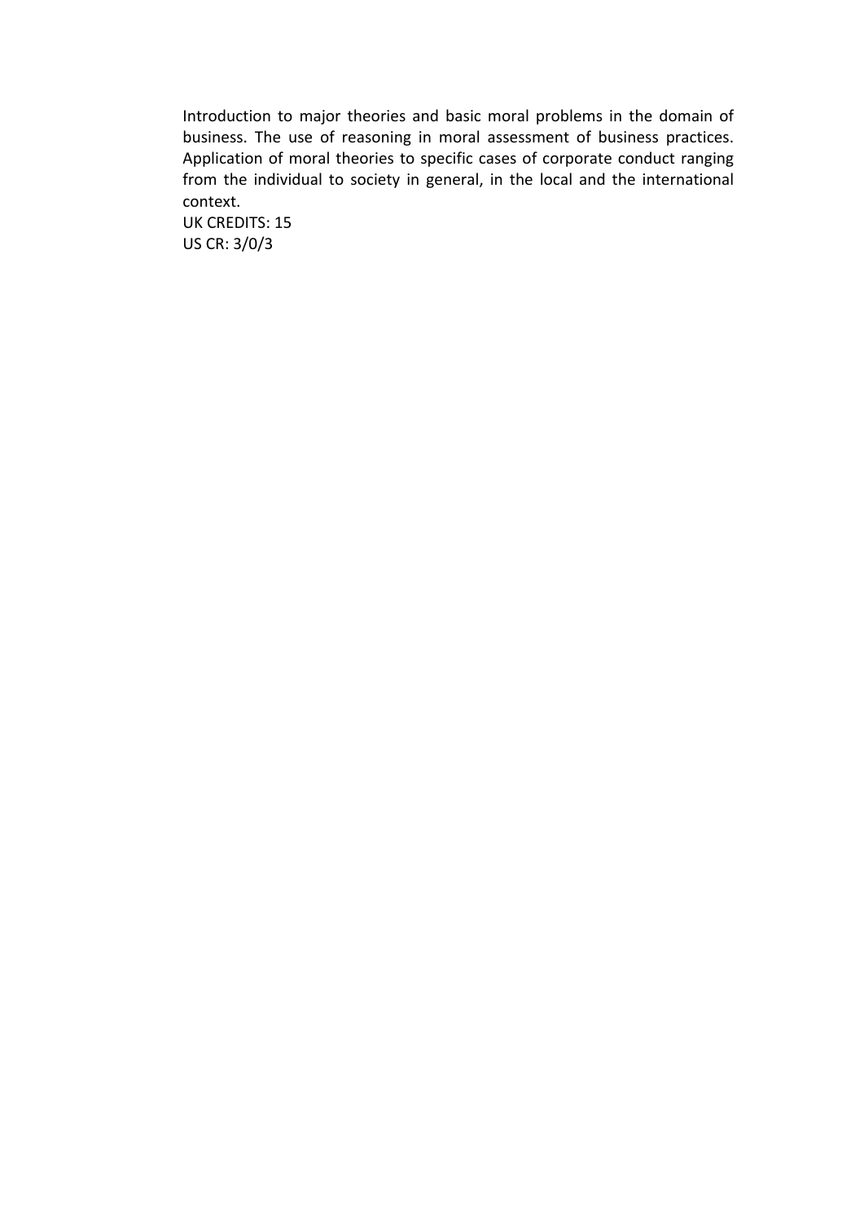Introduction to major theories and basic moral problems in the domain of business. The use of reasoning in moral assessment of business practices. Application of moral theories to specific cases of corporate conduct ranging from the individual to society in general, in the local and the international context.

UK CREDITS: 15

US CR: 3/0/3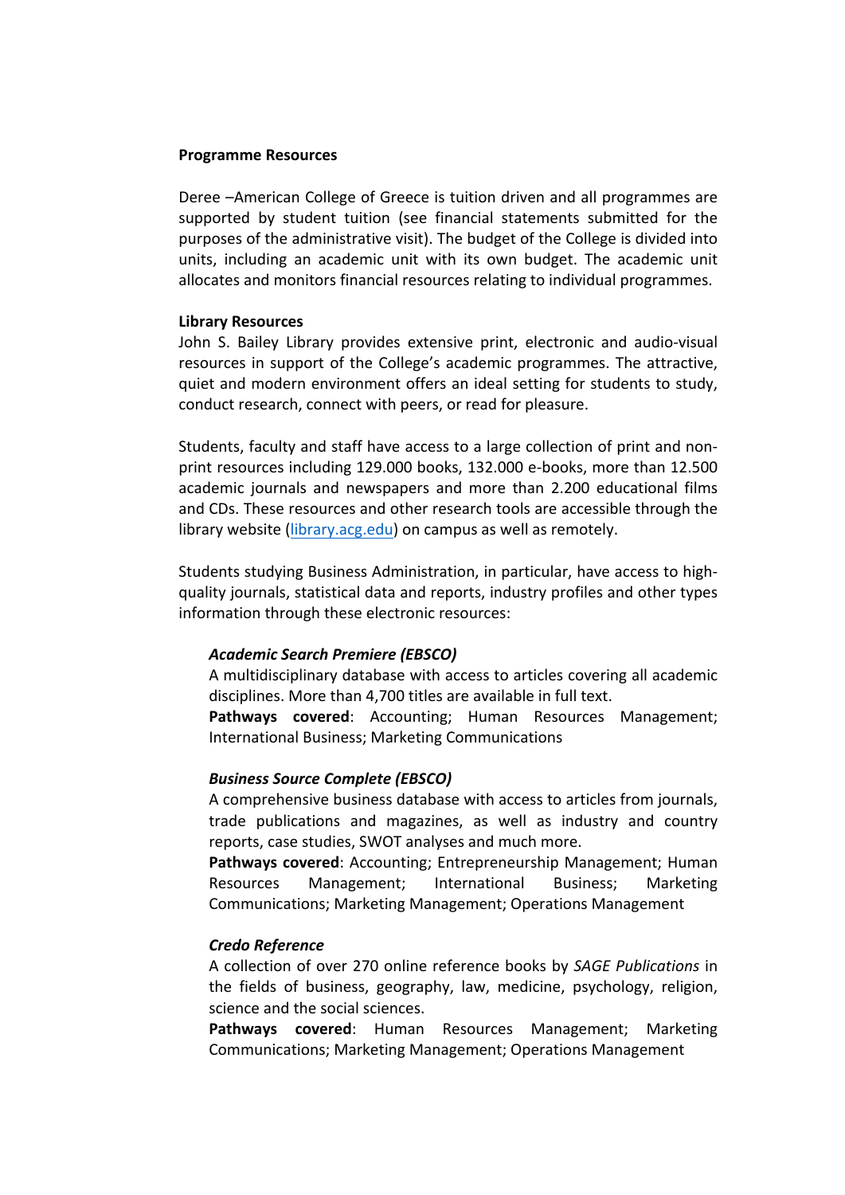**Programme Resources**

Deree –American College of Greece is tuition driven and all programmes are supported by student tuition (see financial statements submitted for the purposes of the administrative visit). The budget of the College is divided into units, including an academic unit with its own budget. The academic unit allocates and monitors financial resources relating to individual programmes.

**Library Resources**

John S. Bailey Library provides extensive print, electronic and audio-visual resources in support of the College's academic programmes. The attractive, quiet and modern environment offers an ideal setting for students to study, conduct research, connect with peers, or read for pleasure.

Students, faculty and staff have access to a large collection of print and non-print resources including 129.000 books, 132.000 e-books, more than 12.500 academic journals and newspapers and more than 2.200 educational films and CDs. These resources and other research tools are accessible through the library website (library.acg.edu) on campus as well as remotely.

Students studying Business Administration, in particular, have access to high-quality journals, statistical data and reports, industry profiles and other types information through these electronic resources:

***Academic Search Premiere (EBSCO)***
A multidisciplinary database with access to articles covering all academic disciplines. More than 4,700 titles are available in full text.
**Pathways covered**: Accounting; Human Resources Management; International Business; Marketing Communications

***Business Source Complete (EBSCO)***
A comprehensive business database with access to articles from journals, trade publications and magazines, as well as industry and country reports, case studies, SWOT analyses and much more.
**Pathways covered**: Accounting; Entrepreneurship Management; Human Resources Management; International Business; Marketing Communications; Marketing Management; Operations Management

***Credo Reference***
A collection of over 270 online reference books by *SAGE Publications* in the fields of business, geography, law, medicine, psychology, religion, science and the social sciences.
**Pathways covered**: Human Resources Management; Marketing Communications; Marketing Management; Operations Management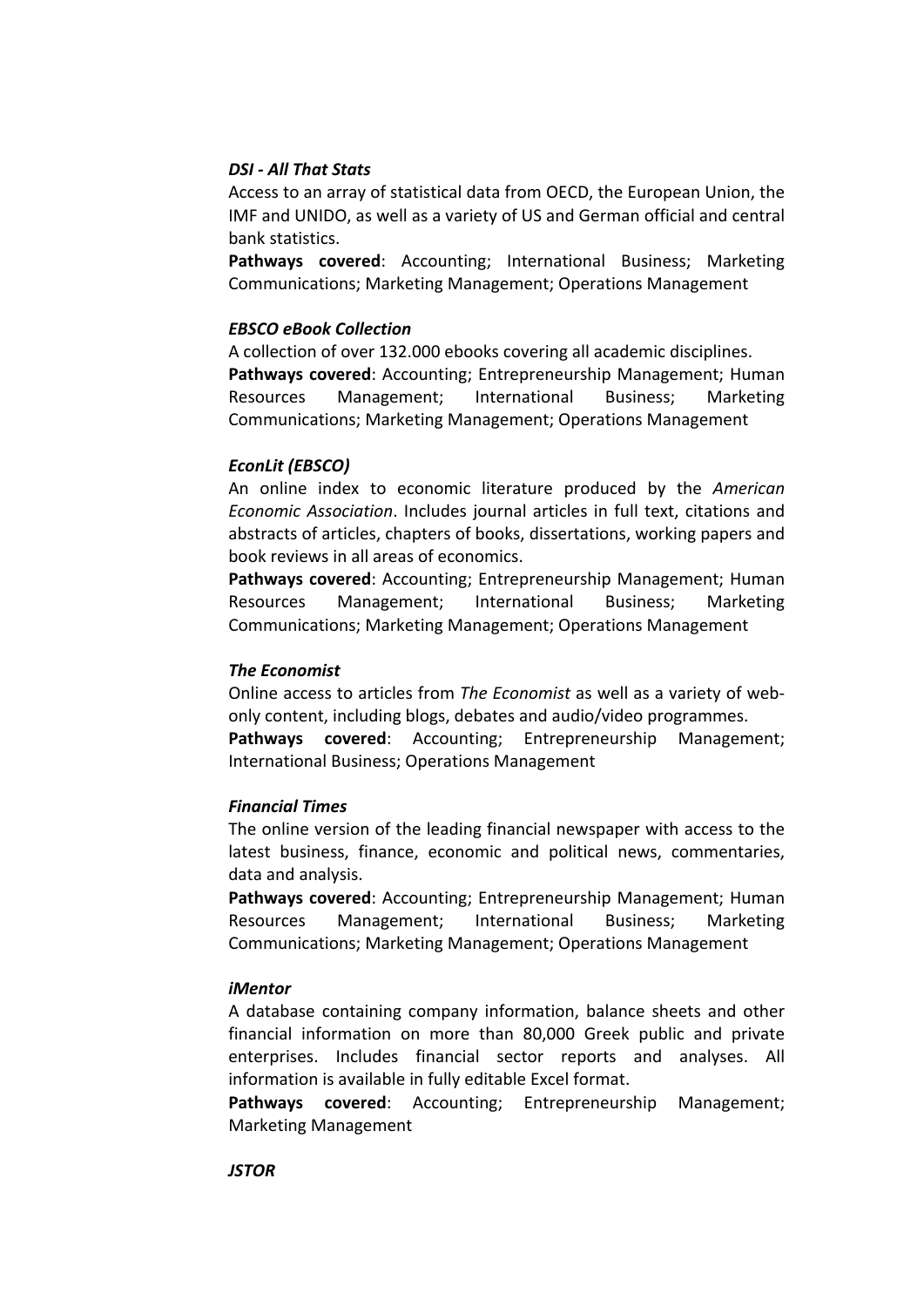***DSI - All That Stats***

Access to an array of statistical data from OECD, the European Union, the IMF and UNIDO, as well as a variety of US and German official and central bank statistics.

**Pathways covered**: Accounting; International Business; Marketing Communications; Marketing Management; Operations Management

***EBSCO eBook Collection***

A collection of over 132.000 ebooks covering all academic disciplines.

**Pathways covered**: Accounting; Entrepreneurship Management; Human Resources Management; International Business; Marketing Communications; Marketing Management; Operations Management

***EconLit (EBSCO)***

An online index to economic literature produced by the *American Economic Association*. Includes journal articles in full text, citations and abstracts of articles, chapters of books, dissertations, working papers and book reviews in all areas of economics.

**Pathways covered**: Accounting; Entrepreneurship Management; Human Resources Management; International Business; Marketing Communications; Marketing Management; Operations Management

***The Economist***

Online access to articles from *The Economist* as well as a variety of web-only content, including blogs, debates and audio/video programmes.

**Pathways covered**: Accounting; Entrepreneurship Management; International Business; Operations Management

***Financial Times***

The online version of the leading financial newspaper with access to the latest business, finance, economic and political news, commentaries, data and analysis.

**Pathways covered**: Accounting; Entrepreneurship Management; Human Resources Management; International Business; Marketing Communications; Marketing Management; Operations Management

***iMentor***

A database containing company information, balance sheets and other financial information on more than 80,000 Greek public and private enterprises. Includes financial sector reports and analyses. All information is available in fully editable Excel format.

**Pathways covered**: Accounting; Entrepreneurship Management; Marketing Management

***JSTOR***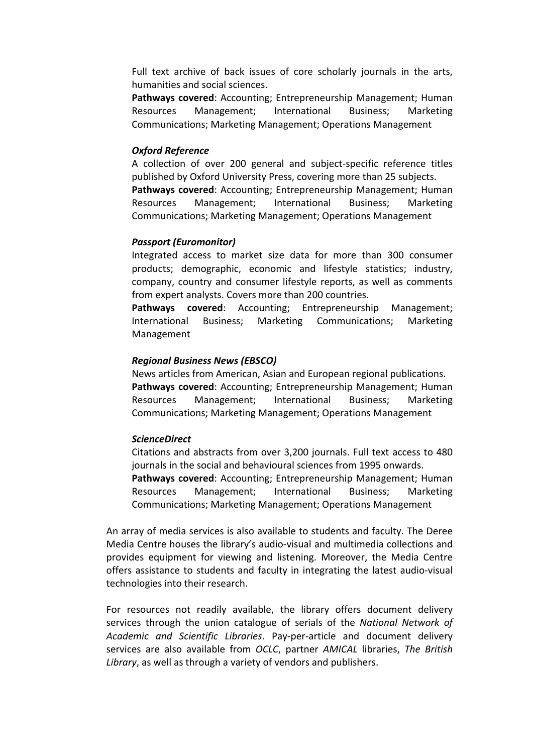Full text archive of back issues of core scholarly journals in the arts, humanities and social sciences.
**Pathways covered**: Accounting; Entrepreneurship Management; Human Resources Management; International Business; Marketing Communications; Marketing Management; Operations Management

***Oxford Reference***
A collection of over 200 general and subject-specific reference titles published by Oxford University Press, covering more than 25 subjects.
**Pathways covered**: Accounting; Entrepreneurship Management; Human Resources Management; International Business; Marketing Communications; Marketing Management; Operations Management

***Passport (Euromonitor)***
Integrated access to market size data for more than 300 consumer products; demographic, economic and lifestyle statistics; industry, company, country and consumer lifestyle reports, as well as comments from expert analysts. Covers more than 200 countries.
**Pathways covered**: Accounting; Entrepreneurship Management; International Business; Marketing Communications; Marketing Management

***Regional Business News (EBSCO)***
News articles from American, Asian and European regional publications.
**Pathways covered**: Accounting; Entrepreneurship Management; Human Resources Management; International Business; Marketing Communications; Marketing Management; Operations Management

***ScienceDirect***
Citations and abstracts from over 3,200 journals. Full text access to 480 journals in the social and behavioural sciences from 1995 onwards.
**Pathways covered**: Accounting; Entrepreneurship Management; Human Resources Management; International Business; Marketing Communications; Marketing Management; Operations Management

An array of media services is also available to students and faculty. The Deree Media Centre houses the library's audio-visual and multimedia collections and provides equipment for viewing and listening. Moreover, the Media Centre offers assistance to students and faculty in integrating the latest audio-visual technologies into their research.

For resources not readily available, the library offers document delivery services through the union catalogue of serials of the *National Network of Academic and Scientific Libraries*. Pay-per-article and document delivery services are also available from *OCLC*, partner *AMICAL* libraries, *The British Library*, as well as through a variety of vendors and publishers.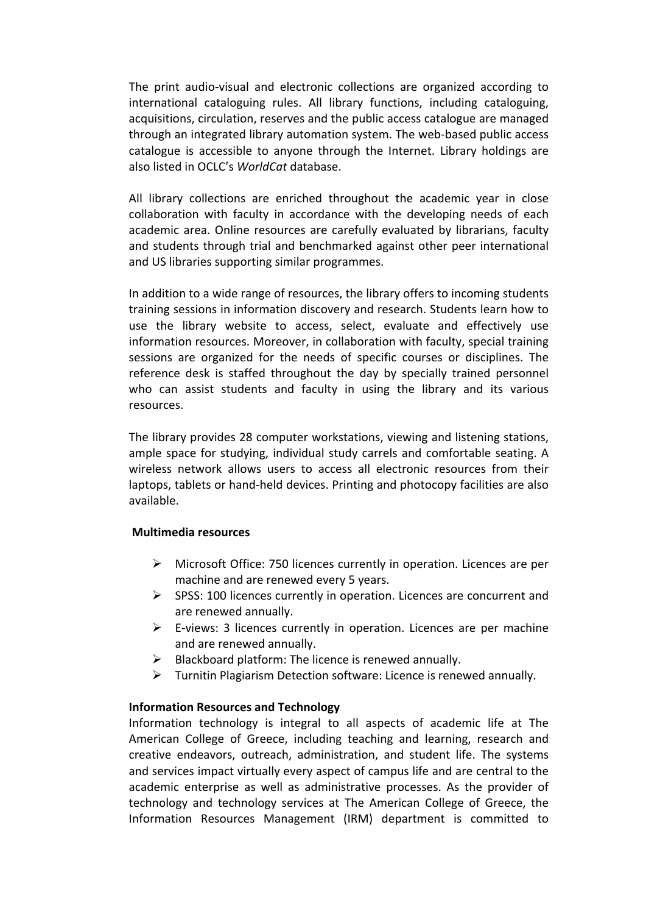The print audio-visual and electronic collections are organized according to international cataloguing rules. All library functions, including cataloguing, acquisitions, circulation, reserves and the public access catalogue are managed through an integrated library automation system. The web-based public access catalogue is accessible to anyone through the Internet. Library holdings are also listed in OCLC's *WorldCat* database.

All library collections are enriched throughout the academic year in close collaboration with faculty in accordance with the developing needs of each academic area. Online resources are carefully evaluated by librarians, faculty and students through trial and benchmarked against other peer international and US libraries supporting similar programmes.

In addition to a wide range of resources, the library offers to incoming students training sessions in information discovery and research. Students learn how to use the library website to access, select, evaluate and effectively use information resources. Moreover, in collaboration with faculty, special training sessions are organized for the needs of specific courses or disciplines. The reference desk is staffed throughout the day by specially trained personnel who can assist students and faculty in using the library and its various resources.

The library provides 28 computer workstations, viewing and listening stations, ample space for studying, individual study carrels and comfortable seating. A wireless network allows users to access all electronic resources from their laptops, tablets or hand-held devices. Printing and photocopy facilities are also available.

**Multimedia resources**

- Microsoft Office: 750 licences currently in operation. Licences are per machine and are renewed every 5 years.
- SPSS: 100 licences currently in operation. Licences are concurrent and are renewed annually.
- E-views: 3 licences currently in operation. Licences are per machine and are renewed annually.
- Blackboard platform: The licence is renewed annually.
- Turnitin Plagiarism Detection software: Licence is renewed annually.

**Information Resources and Technology**

Information technology is integral to all aspects of academic life at The American College of Greece, including teaching and learning, research and creative endeavors, outreach, administration, and student life. The systems and services impact virtually every aspect of campus life and are central to the academic enterprise as well as administrative processes. As the provider of technology and technology services at The American College of Greece, the Information Resources Management (IRM) department is committed to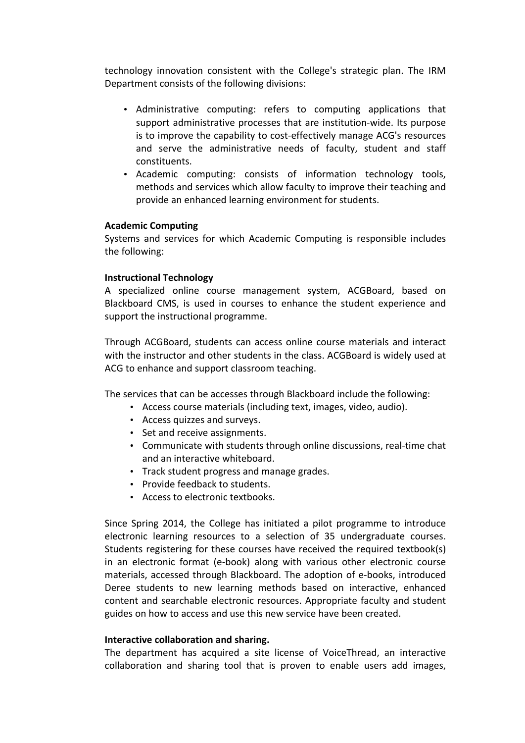technology innovation consistent with the College's strategic plan. The IRM Department consists of the following divisions:

- Administrative computing: refers to computing applications that support administrative processes that are institution-wide. Its purpose is to improve the capability to cost-effectively manage ACG's resources and serve the administrative needs of faculty, student and staff constituents.
- Academic computing: consists of information technology tools, methods and services which allow faculty to improve their teaching and provide an enhanced learning environment for students.

**Academic Computing**

Systems and services for which Academic Computing is responsible includes the following:

**Instructional Technology**

A specialized online course management system, ACGBoard, based on Blackboard CMS, is used in courses to enhance the student experience and support the instructional programme.

Through ACGBoard, students can access online course materials and interact with the instructor and other students in the class. ACGBoard is widely used at ACG to enhance and support classroom teaching.

The services that can be accesses through Blackboard include the following:

- Access course materials (including text, images, video, audio).
- Access quizzes and surveys.
- Set and receive assignments.
- Communicate with students through online discussions, real-time chat and an interactive whiteboard.
- Track student progress and manage grades.
- Provide feedback to students.
- Access to electronic textbooks.

Since Spring 2014, the College has initiated a pilot programme to introduce electronic learning resources to a selection of 35 undergraduate courses. Students registering for these courses have received the required textbook(s) in an electronic format (e-book) along with various other electronic course materials, accessed through Blackboard. The adoption of e-books, introduced Deree students to new learning methods based on interactive, enhanced content and searchable electronic resources. Appropriate faculty and student guides on how to access and use this new service have been created.

**Interactive collaboration and sharing.**

The department has acquired a site license of VoiceThread, an interactive collaboration and sharing tool that is proven to enable users add images,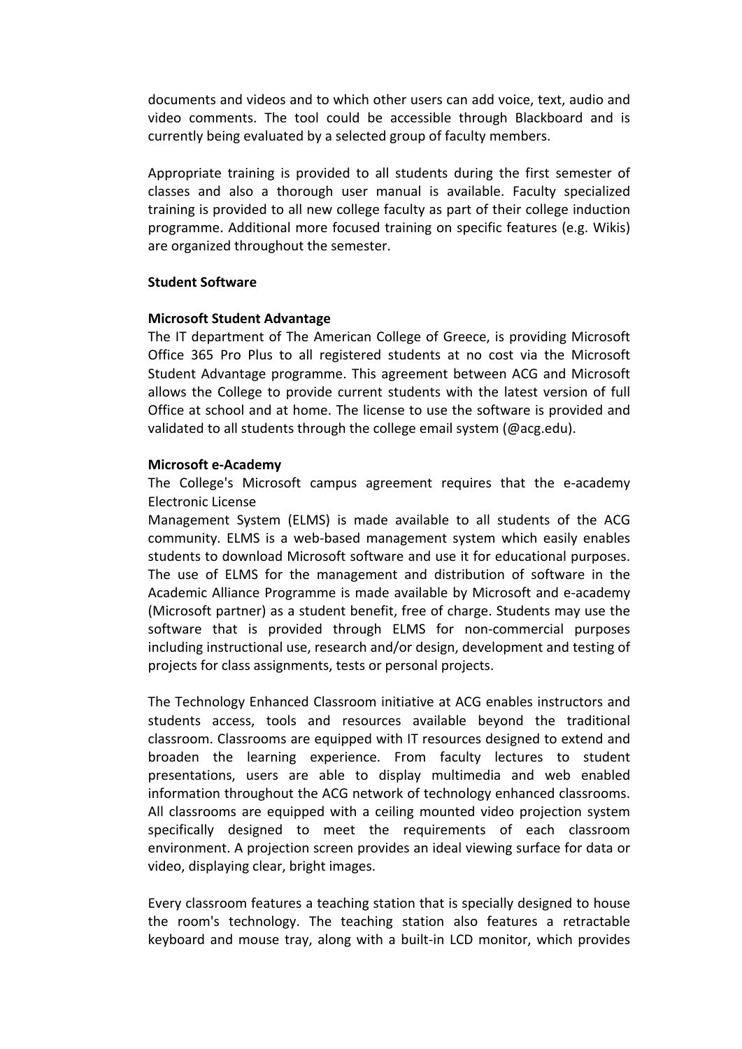documents and videos and to which other users can add voice, text, audio and video comments. The tool could be accessible through Blackboard and is currently being evaluated by a selected group of faculty members.

Appropriate training is provided to all students during the first semester of classes and also a thorough user manual is available. Faculty specialized training is provided to all new college faculty as part of their college induction programme. Additional more focused training on specific features (e.g. Wikis) are organized throughout the semester.

**Student Software**

**Microsoft Student Advantage**

The IT department of The American College of Greece, is providing Microsoft Office 365 Pro Plus to all registered students at no cost via the Microsoft Student Advantage programme. This agreement between ACG and Microsoft allows the College to provide current students with the latest version of full Office at school and at home. The license to use the software is provided and validated to all students through the college email system (@acg.edu).

**Microsoft e-Academy**

The College's Microsoft campus agreement requires that the e-academy Electronic License

Management System (ELMS) is made available to all students of the ACG community. ELMS is a web-based management system which easily enables students to download Microsoft software and use it for educational purposes. The use of ELMS for the management and distribution of software in the Academic Alliance Programme is made available by Microsoft and e-academy (Microsoft partner) as a student benefit, free of charge. Students may use the software that is provided through ELMS for non-commercial purposes including instructional use, research and/or design, development and testing of projects for class assignments, tests or personal projects.

The Technology Enhanced Classroom initiative at ACG enables instructors and students access, tools and resources available beyond the traditional classroom. Classrooms are equipped with IT resources designed to extend and broaden the learning experience. From faculty lectures to student presentations, users are able to display multimedia and web enabled information throughout the ACG network of technology enhanced classrooms. All classrooms are equipped with a ceiling mounted video projection system specifically designed to meet the requirements of each classroom environment. A projection screen provides an ideal viewing surface for data or video, displaying clear, bright images.

Every classroom features a teaching station that is specially designed to house the room's technology. The teaching station also features a retractable keyboard and mouse tray, along with a built-in LCD monitor, which provides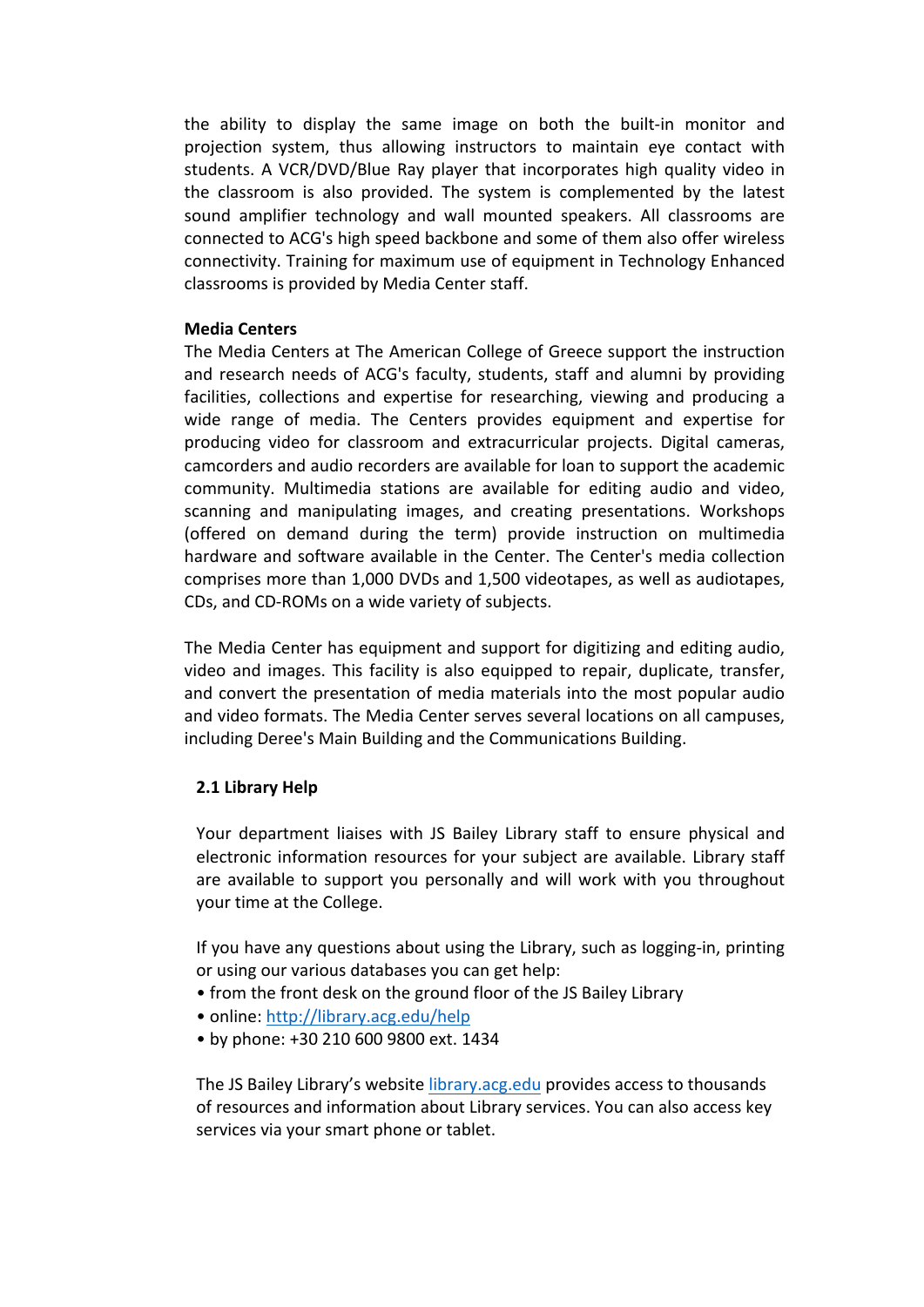the ability to display the same image on both the built-in monitor and projection system, thus allowing instructors to maintain eye contact with students. A VCR/DVD/Blue Ray player that incorporates high quality video in the classroom is also provided. The system is complemented by the latest sound amplifier technology and wall mounted speakers. All classrooms are connected to ACG's high speed backbone and some of them also offer wireless connectivity. Training for maximum use of equipment in Technology Enhanced classrooms is provided by Media Center staff.

**Media Centers**

The Media Centers at The American College of Greece support the instruction and research needs of ACG's faculty, students, staff and alumni by providing facilities, collections and expertise for researching, viewing and producing a wide range of media. The Centers provides equipment and expertise for producing video for classroom and extracurricular projects. Digital cameras, camcorders and audio recorders are available for loan to support the academic community. Multimedia stations are available for editing audio and video, scanning and manipulating images, and creating presentations. Workshops (offered on demand during the term) provide instruction on multimedia hardware and software available in the Center. The Center's media collection comprises more than 1,000 DVDs and 1,500 videotapes, as well as audiotapes, CDs, and CD-ROMs on a wide variety of subjects.

The Media Center has equipment and support for digitizing and editing audio, video and images. This facility is also equipped to repair, duplicate, transfer, and convert the presentation of media materials into the most popular audio and video formats. The Media Center serves several locations on all campuses, including Deree's Main Building and the Communications Building.

### 2.1 Library Help

Your department liaises with JS Bailey Library staff to ensure physical and electronic information resources for your subject are available. Library staff are available to support you personally and will work with you throughout your time at the College.

If you have any questions about using the Library, such as logging-in, printing or using our various databases you can get help:

- from the front desk on the ground floor of the JS Bailey Library
- online: http://library.acg.edu/help
- by phone: +30 210 600 9800 ext. 1434

The JS Bailey Library's website library.acg.edu provides access to thousands of resources and information about Library services. You can also access key services via your smart phone or tablet.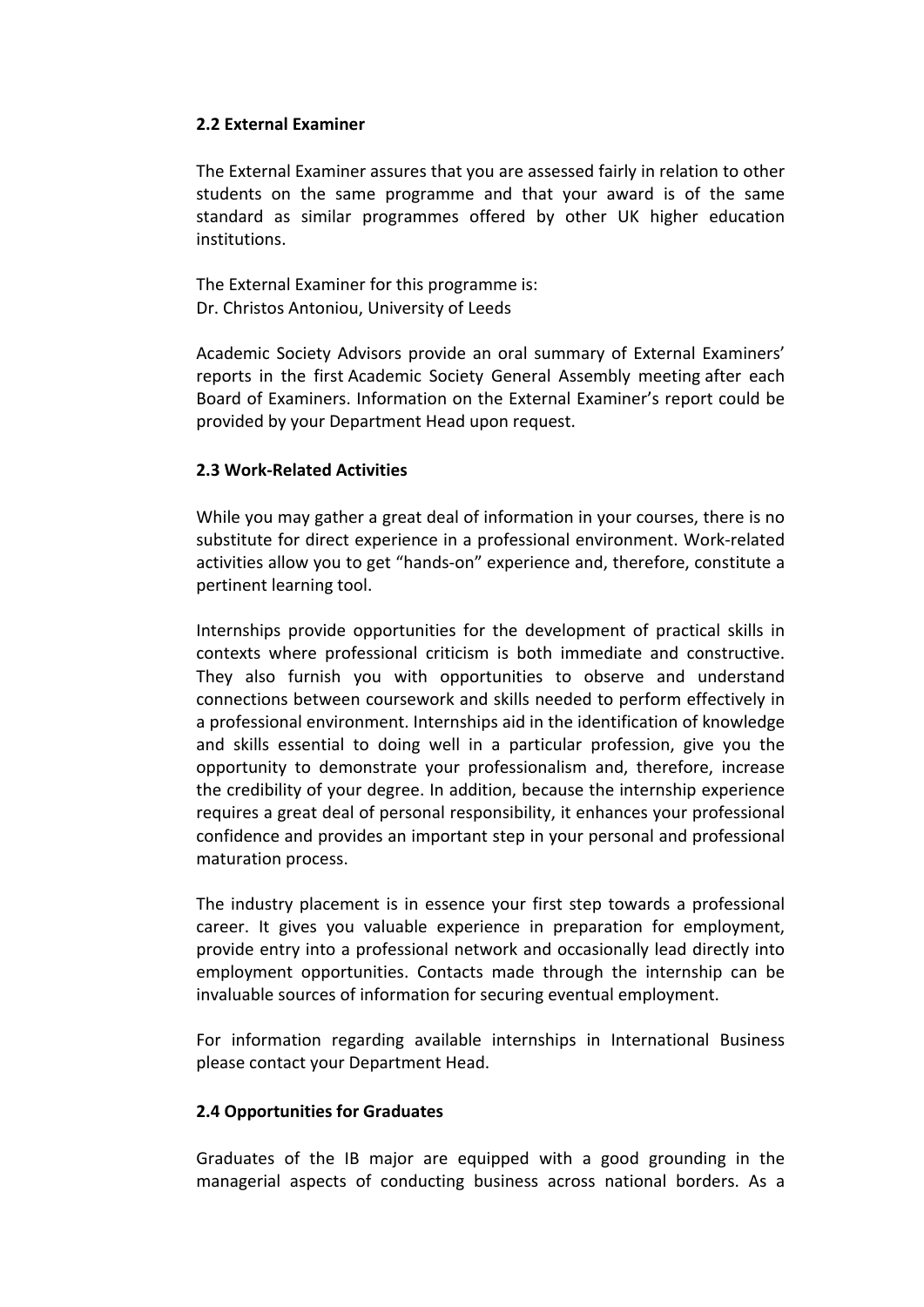### 2.2 External Examiner

The External Examiner assures that you are assessed fairly in relation to other students on the same programme and that your award is of the same standard as similar programmes offered by other UK higher education institutions.

The External Examiner for this programme is:
Dr. Christos Antoniou, University of Leeds

Academic Society Advisors provide an oral summary of External Examiners' reports in the first Academic Society General Assembly meeting after each Board of Examiners. Information on the External Examiner's report could be provided by your Department Head upon request.

### 2.3 Work-Related Activities

While you may gather a great deal of information in your courses, there is no substitute for direct experience in a professional environment. Work-related activities allow you to get "hands-on" experience and, therefore, constitute a pertinent learning tool.

Internships provide opportunities for the development of practical skills in contexts where professional criticism is both immediate and constructive. They also furnish you with opportunities to observe and understand connections between coursework and skills needed to perform effectively in a professional environment. Internships aid in the identification of knowledge and skills essential to doing well in a particular profession, give you the opportunity to demonstrate your professionalism and, therefore, increase the credibility of your degree. In addition, because the internship experience requires a great deal of personal responsibility, it enhances your professional confidence and provides an important step in your personal and professional maturation process.

The industry placement is in essence your first step towards a professional career. It gives you valuable experience in preparation for employment, provide entry into a professional network and occasionally lead directly into employment opportunities. Contacts made through the internship can be invaluable sources of information for securing eventual employment.

For information regarding available internships in International Business please contact your Department Head.

### 2.4 Opportunities for Graduates

Graduates of the IB major are equipped with a good grounding in the managerial aspects of conducting business across national borders. As a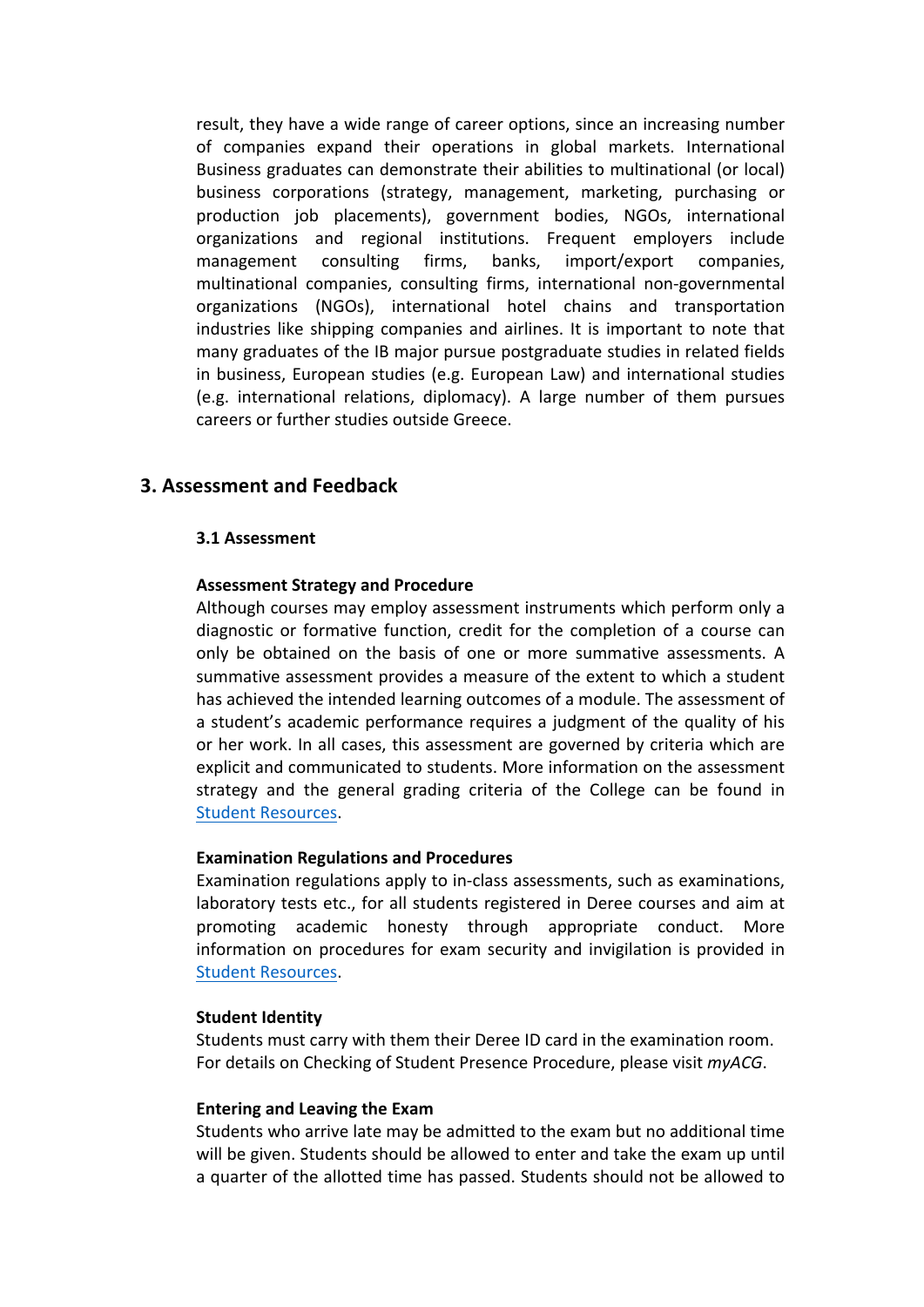result, they have a wide range of career options, since an increasing number of companies expand their operations in global markets. International Business graduates can demonstrate their abilities to multinational (or local) business corporations (strategy, management, marketing, purchasing or production job placements), government bodies, NGOs, international organizations and regional institutions. Frequent employers include management consulting firms, banks, import/export companies, multinational companies, consulting firms, international non-governmental organizations (NGOs), international hotel chains and transportation industries like shipping companies and airlines. It is important to note that many graduates of the IB major pursue postgraduate studies in related fields in business, European studies (e.g. European Law) and international studies (e.g. international relations, diplomacy). A large number of them pursues careers or further studies outside Greece.

## 3. Assessment and Feedback

### 3.1 Assessment

**Assessment Strategy and Procedure**

Although courses may employ assessment instruments which perform only a diagnostic or formative function, credit for the completion of a course can only be obtained on the basis of one or more summative assessments. A summative assessment provides a measure of the extent to which a student has achieved the intended learning outcomes of a module. The assessment of a student's academic performance requires a judgment of the quality of his or her work. In all cases, this assessment are governed by criteria which are explicit and communicated to students. More information on the assessment strategy and the general grading criteria of the College can be found in Student Resources.

**Examination Regulations and Procedures**

Examination regulations apply to in-class assessments, such as examinations, laboratory tests etc., for all students registered in Deree courses and aim at promoting academic honesty through appropriate conduct. More information on procedures for exam security and invigilation is provided in Student Resources.

**Student Identity**

Students must carry with them their Deree ID card in the examination room. For details on Checking of Student Presence Procedure, please visit *myACG*.

**Entering and Leaving the Exam**

Students who arrive late may be admitted to the exam but no additional time will be given. Students should be allowed to enter and take the exam up until a quarter of the allotted time has passed. Students should not be allowed to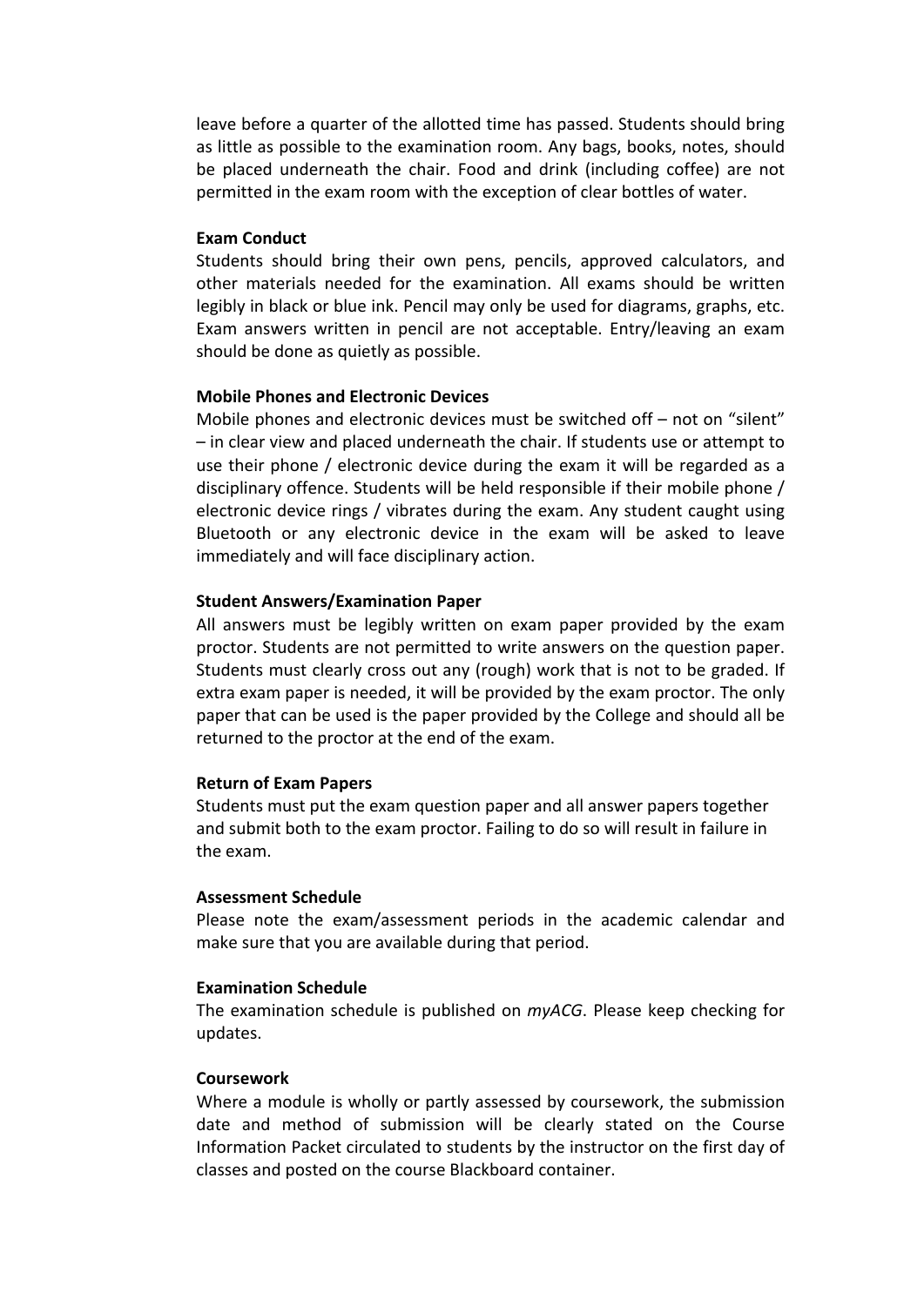leave before a quarter of the allotted time has passed. Students should bring as little as possible to the examination room. Any bags, books, notes, should be placed underneath the chair. Food and drink (including coffee) are not permitted in the exam room with the exception of clear bottles of water.

**Exam Conduct**

Students should bring their own pens, pencils, approved calculators, and other materials needed for the examination. All exams should be written legibly in black or blue ink. Pencil may only be used for diagrams, graphs, etc. Exam answers written in pencil are not acceptable. Entry/leaving an exam should be done as quietly as possible.

**Mobile Phones and Electronic Devices**

Mobile phones and electronic devices must be switched off – not on "silent" – in clear view and placed underneath the chair. If students use or attempt to use their phone / electronic device during the exam it will be regarded as a disciplinary offence. Students will be held responsible if their mobile phone / electronic device rings / vibrates during the exam. Any student caught using Bluetooth or any electronic device in the exam will be asked to leave immediately and will face disciplinary action.

**Student Answers/Examination Paper**

All answers must be legibly written on exam paper provided by the exam proctor. Students are not permitted to write answers on the question paper. Students must clearly cross out any (rough) work that is not to be graded. If extra exam paper is needed, it will be provided by the exam proctor. The only paper that can be used is the paper provided by the College and should all be returned to the proctor at the end of the exam.

**Return of Exam Papers**

Students must put the exam question paper and all answer papers together and submit both to the exam proctor. Failing to do so will result in failure in the exam.

**Assessment Schedule**

Please note the exam/assessment periods in the academic calendar and make sure that you are available during that period.

**Examination Schedule**

The examination schedule is published on *myACG*. Please keep checking for updates.

**Coursework**

Where a module is wholly or partly assessed by coursework, the submission date and method of submission will be clearly stated on the Course Information Packet circulated to students by the instructor on the first day of classes and posted on the course Blackboard container.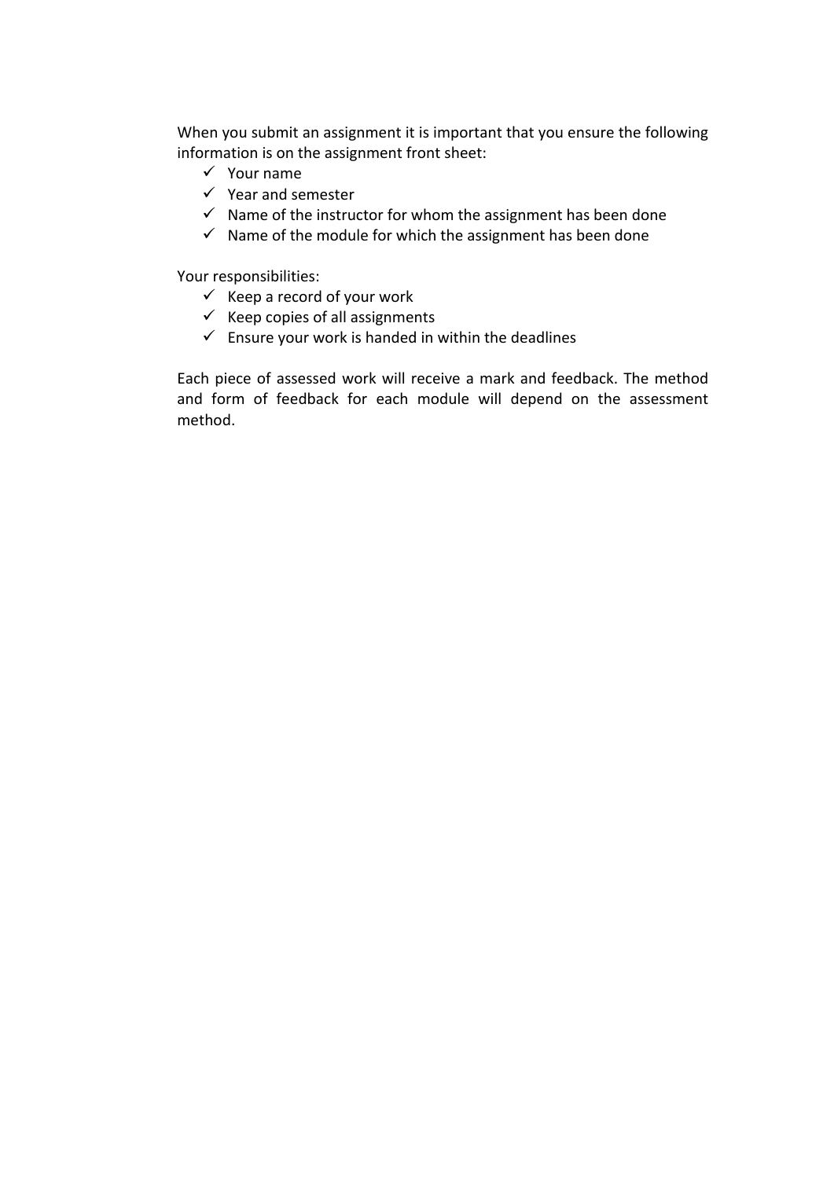When you submit an assignment it is important that you ensure the following information is on the assignment front sheet:

- ✓ Your name
- ✓ Year and semester
- ✓ Name of the instructor for whom the assignment has been done
- ✓ Name of the module for which the assignment has been done

Your responsibilities:

- ✓ Keep a record of your work
- ✓ Keep copies of all assignments
- ✓ Ensure your work is handed in within the deadlines

Each piece of assessed work will receive a mark and feedback. The method and form of feedback for each module will depend on the assessment method.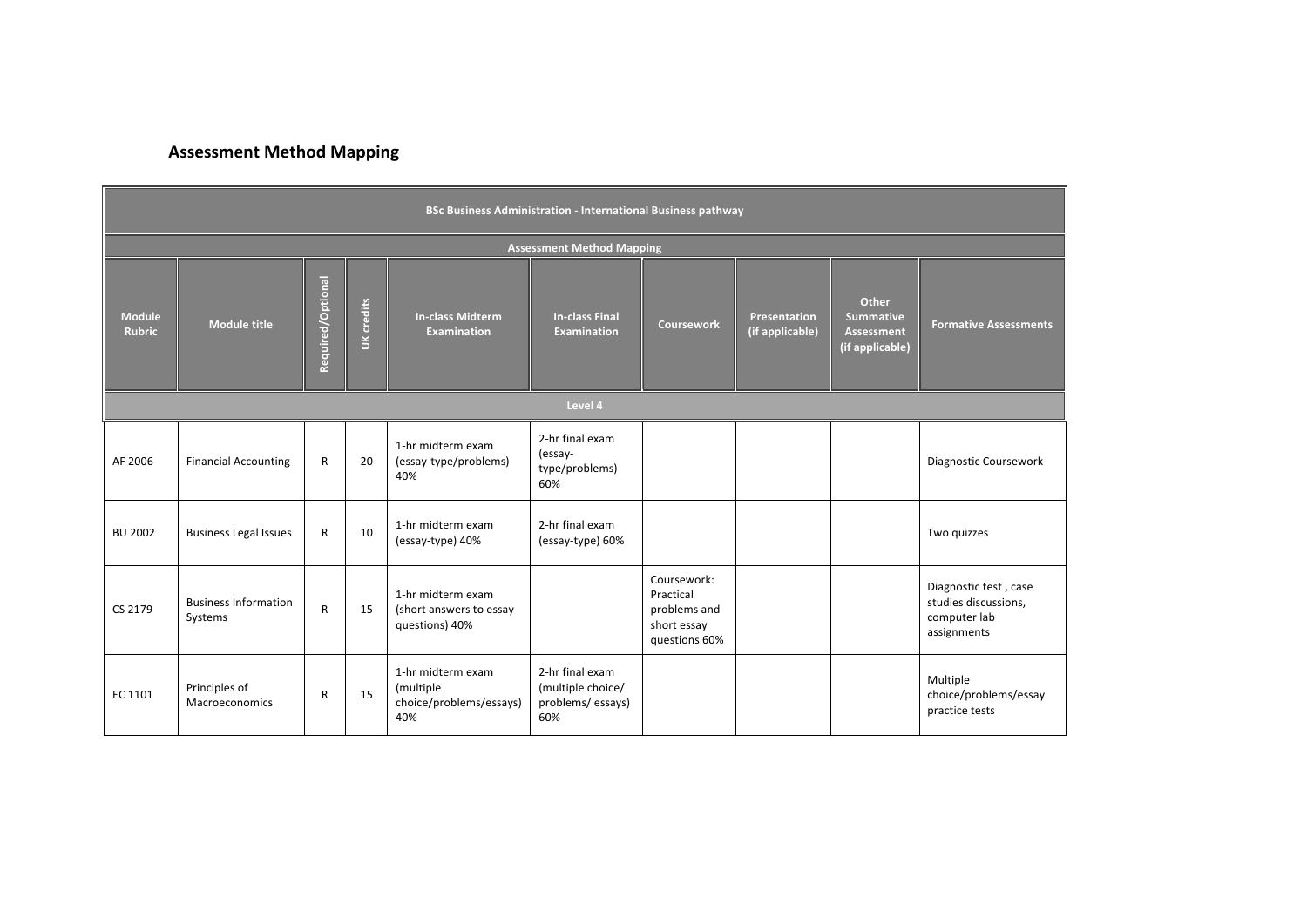## Assessment Method Mapping

| BSc Business Administration - International Business pathway | | | | | | | | | |
|---|---|---|---|---|---|---|---|---|---|
| **Assessment Method Mapping** | | | | | | | | | |
| **Module Rubric** | **Module title** | **Required/Optional** | **UK credits** | **In-class Midterm Examination** | **In-class Final Examination** | **Coursework** | **Presentation (if applicable)** | **Other Summative Assessment (if applicable)** | **Formative Assessments** |
| **Level 4** | | | | | | | | | |
| AF 2006 | Financial Accounting | R | 20 | 1-hr midterm exam (essay-type/problems) 40% | 2-hr final exam (essay-type/problems) 60% | | | | Diagnostic Coursework |
| BU 2002 | Business Legal Issues | R | 10 | 1-hr midterm exam (essay-type) 40% | 2-hr final exam (essay-type) 60% | | | | Two quizzes |
| CS 2179 | Business Information Systems | R | 15 | 1-hr midterm exam (short answers to essay questions) 40% | | Coursework: Practical problems and short essay questions 60% | | | Diagnostic test , case studies discussions, computer lab assignments |
| EC 1101 | Principles of Macroeconomics | R | 15 | 1-hr midterm exam (multiple choice/problems/essays) 40% | 2-hr final exam (multiple choice/ problems/ essays) 60% | | | | Multiple choice/problems/essay practice tests |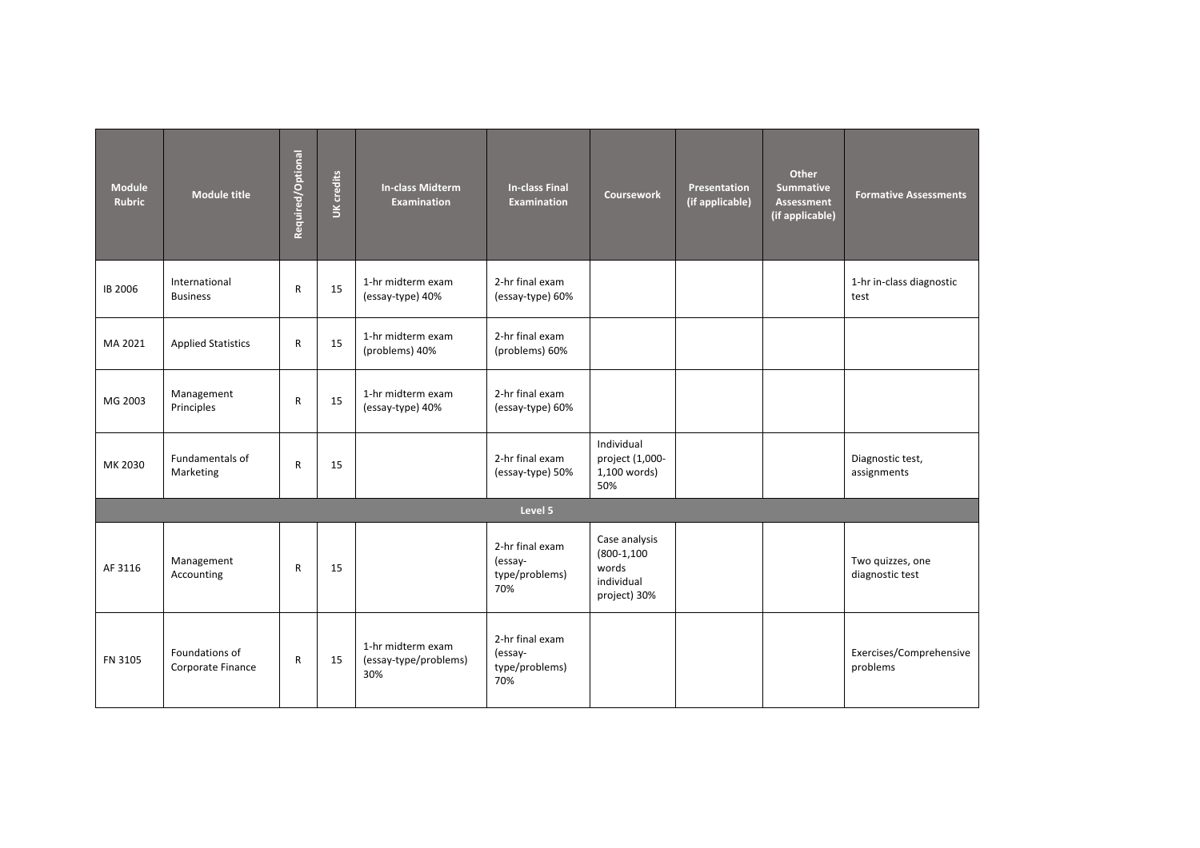| Module Rubric | Module title | Required/Optional | UK credits | In-class Midterm Examination | In-class Final Examination | Coursework | Presentation (if applicable) | Other Summative Assessment (if applicable) | Formative Assessments |
|---|---|---|---|---|---|---|---|---|---|
| IB 2006 | International Business | R | 15 | 1-hr midterm exam (essay-type) 40% | 2-hr final exam (essay-type) 60% | | | | 1-hr in-class diagnostic test |
| MA 2021 | Applied Statistics | R | 15 | 1-hr midterm exam (problems) 40% | 2-hr final exam (problems) 60% | | | | |
| MG 2003 | Management Principles | R | 15 | 1-hr midterm exam (essay-type) 40% | 2-hr final exam (essay-type) 60% | | | | |
| MK 2030 | Fundamentals of Marketing | R | 15 | | 2-hr final exam (essay-type) 50% | Individual project (1,000-1,100 words) 50% | | | Diagnostic test, assignments |
| **Level 5** | | | | | | | | | |
| AF 3116 | Management Accounting | R | 15 | | 2-hr final exam (essay-type/problems) 70% | Case analysis (800-1,100 words individual project) 30% | | | Two quizzes, one diagnostic test |
| FN 3105 | Foundations of Corporate Finance | R | 15 | 1-hr midterm exam (essay-type/problems) 30% | 2-hr final exam (essay-type/problems) 70% | | | | Exercises/Comprehensive problems |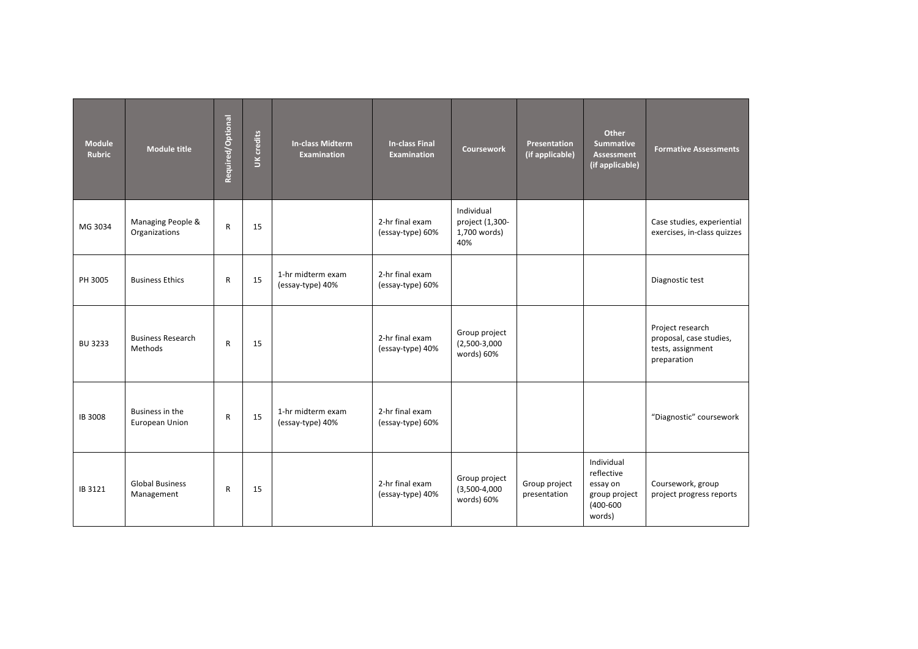| Module Rubric | Module title | Required/Optional | UK credits | In-class Midterm Examination | In-class Final Examination | Coursework | Presentation (if applicable) | Other Summative Assessment (if applicable) | Formative Assessments |
|---|---|---|---|---|---|---|---|---|---|
| MG 3034 | Managing People & Organizations | R | 15 | | 2-hr final exam (essay-type) 60% | Individual project (1,300-1,700 words) 40% | | | Case studies, experiential exercises, in-class quizzes |
| PH 3005 | Business Ethics | R | 15 | 1-hr midterm exam (essay-type) 40% | 2-hr final exam (essay-type) 60% | | | | Diagnostic test |
| BU 3233 | Business Research Methods | R | 15 | | 2-hr final exam (essay-type) 40% | Group project (2,500-3,000 words) 60% | | | Project research proposal, case studies, tests, assignment preparation |
| IB 3008 | Business in the European Union | R | 15 | 1-hr midterm exam (essay-type) 40% | 2-hr final exam (essay-type) 60% | | | | "Diagnostic" coursework |
| IB 3121 | Global Business Management | R | 15 | | 2-hr final exam (essay-type) 40% | Group project (3,500-4,000 words) 60% | Group project presentation | Individual reflective essay on group project (400-600 words) | Coursework, group project progress reports |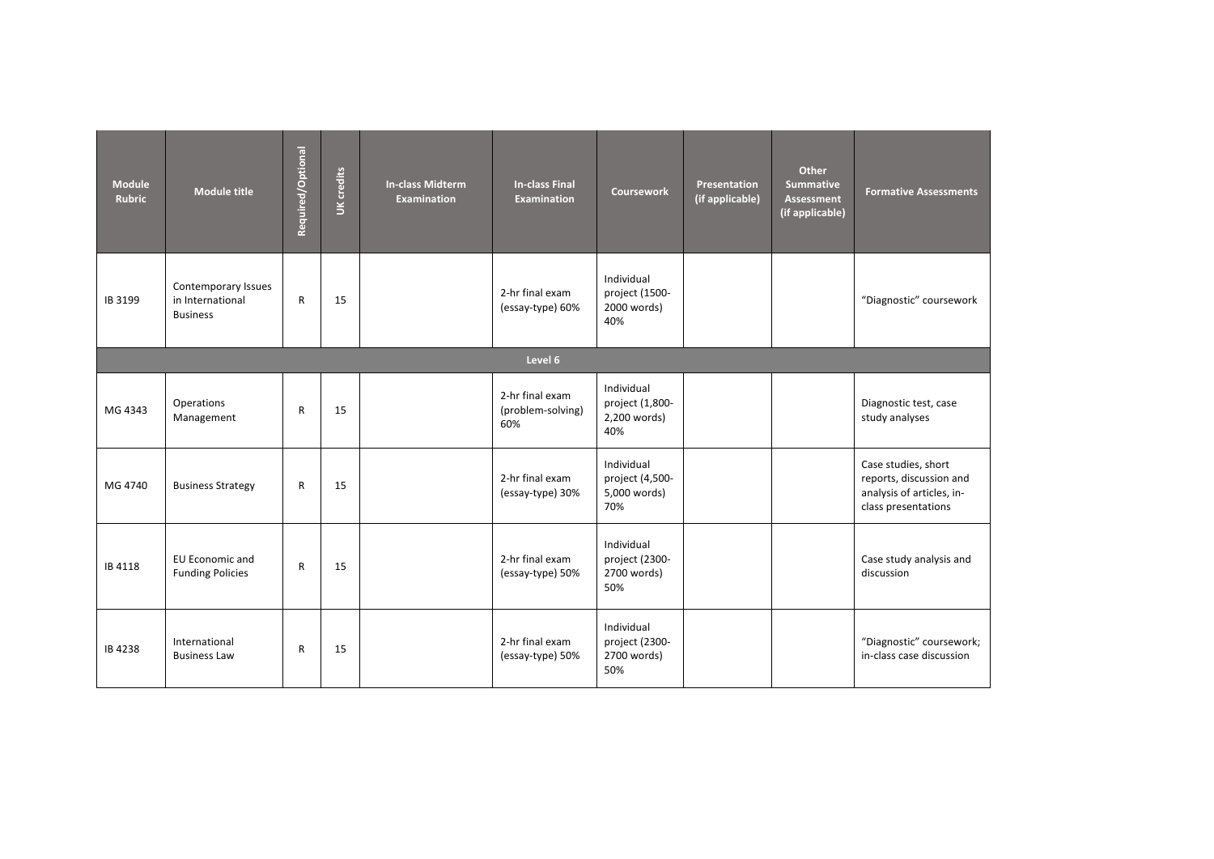| Module Rubric | Module title | Required/Optional | UK credits | In-class Midterm Examination | In-class Final Examination | Coursework | Presentation (if applicable) | Other Summative Assessment (if applicable) | Formative Assessments |
|---|---|---|---|---|---|---|---|---|---|
| IB 3199 | Contemporary Issues in International Business | R | 15 | | 2-hr final exam (essay-type) 60% | Individual project (1500-2000 words) 40% | | | "Diagnostic" coursework |
| | | | | | **Level 6** | | | | |
| MG 4343 | Operations Management | R | 15 | | 2-hr final exam (problem-solving) 60% | Individual project (1,800-2,200 words) 40% | | | Diagnostic test, case study analyses |
| MG 4740 | Business Strategy | R | 15 | | 2-hr final exam (essay-type) 30% | Individual project (4,500-5,000 words) 70% | | | Case studies, short reports, discussion and analysis of articles, in-class presentations |
| IB 4118 | EU Economic and Funding Policies | R | 15 | | 2-hr final exam (essay-type) 50% | Individual project (2300-2700 words) 50% | | | Case study analysis and discussion |
| IB 4238 | International Business Law | R | 15 | | 2-hr final exam (essay-type) 50% | Individual project (2300-2700 words) 50% | | | "Diagnostic" coursework; in-class case discussion |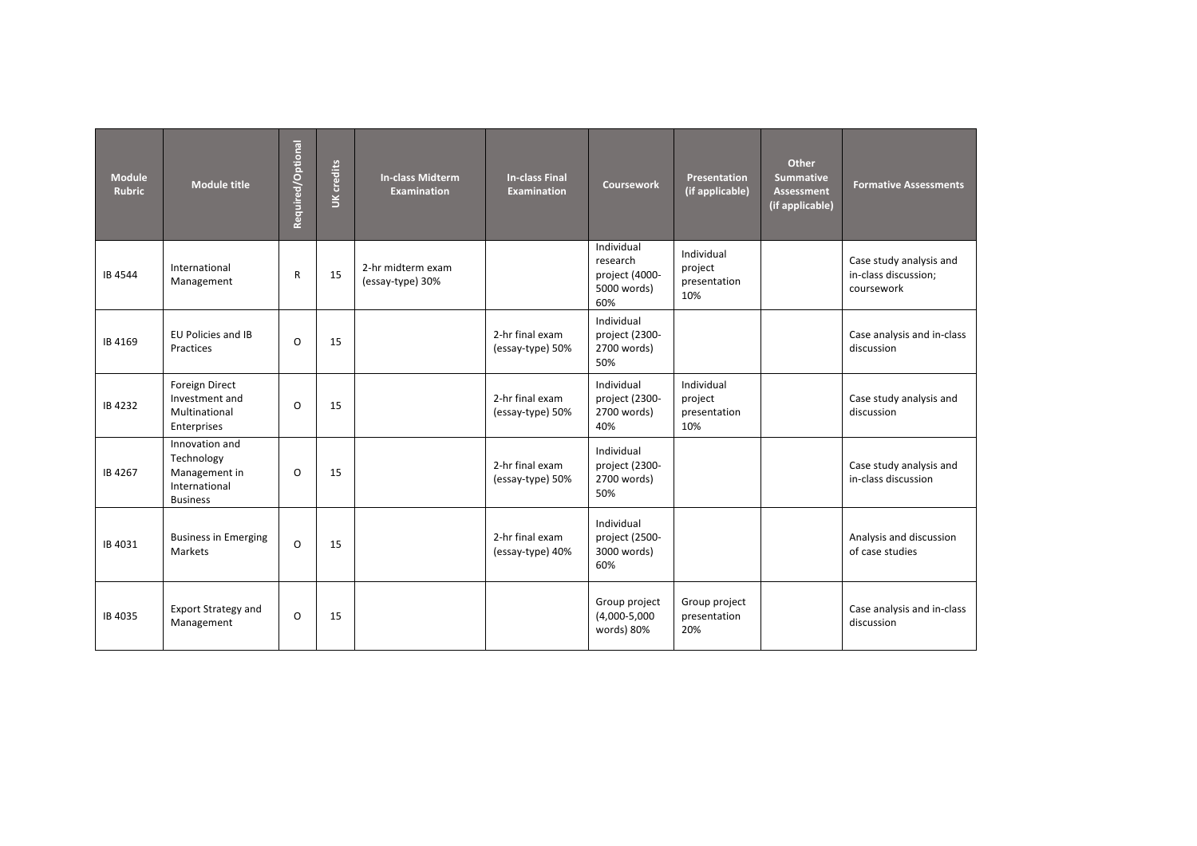| Module Rubric | Module title | Required/Optional | UK credits | In-class Midterm Examination | In-class Final Examination | Coursework | Presentation (if applicable) | Other Summative Assessment (if applicable) | Formative Assessments |
|---|---|---|---|---|---|---|---|---|---|
| IB 4544 | International Management | R | 15 | 2-hr midterm exam (essay-type) 30% | | Individual research project (4000-5000 words) 60% | Individual project presentation 10% | | Case study analysis and in-class discussion; coursework |
| IB 4169 | EU Policies and IB Practices | O | 15 | | 2-hr final exam (essay-type) 50% | Individual project (2300-2700 words) 50% | | | Case analysis and in-class discussion |
| IB 4232 | Foreign Direct Investment and Multinational Enterprises | O | 15 | | 2-hr final exam (essay-type) 50% | Individual project (2300-2700 words) 40% | Individual project presentation 10% | | Case study analysis and discussion |
| IB 4267 | Innovation and Technology Management in International Business | O | 15 | | 2-hr final exam (essay-type) 50% | Individual project (2300-2700 words) 50% | | | Case study analysis and in-class discussion |
| IB 4031 | Business in Emerging Markets | O | 15 | | 2-hr final exam (essay-type) 40% | Individual project (2500-3000 words) 60% | | | Analysis and discussion of case studies |
| IB 4035 | Export Strategy and Management | O | 15 | | | Group project (4,000-5,000 words) 80% | Group project presentation 20% | | Case analysis and in-class discussion |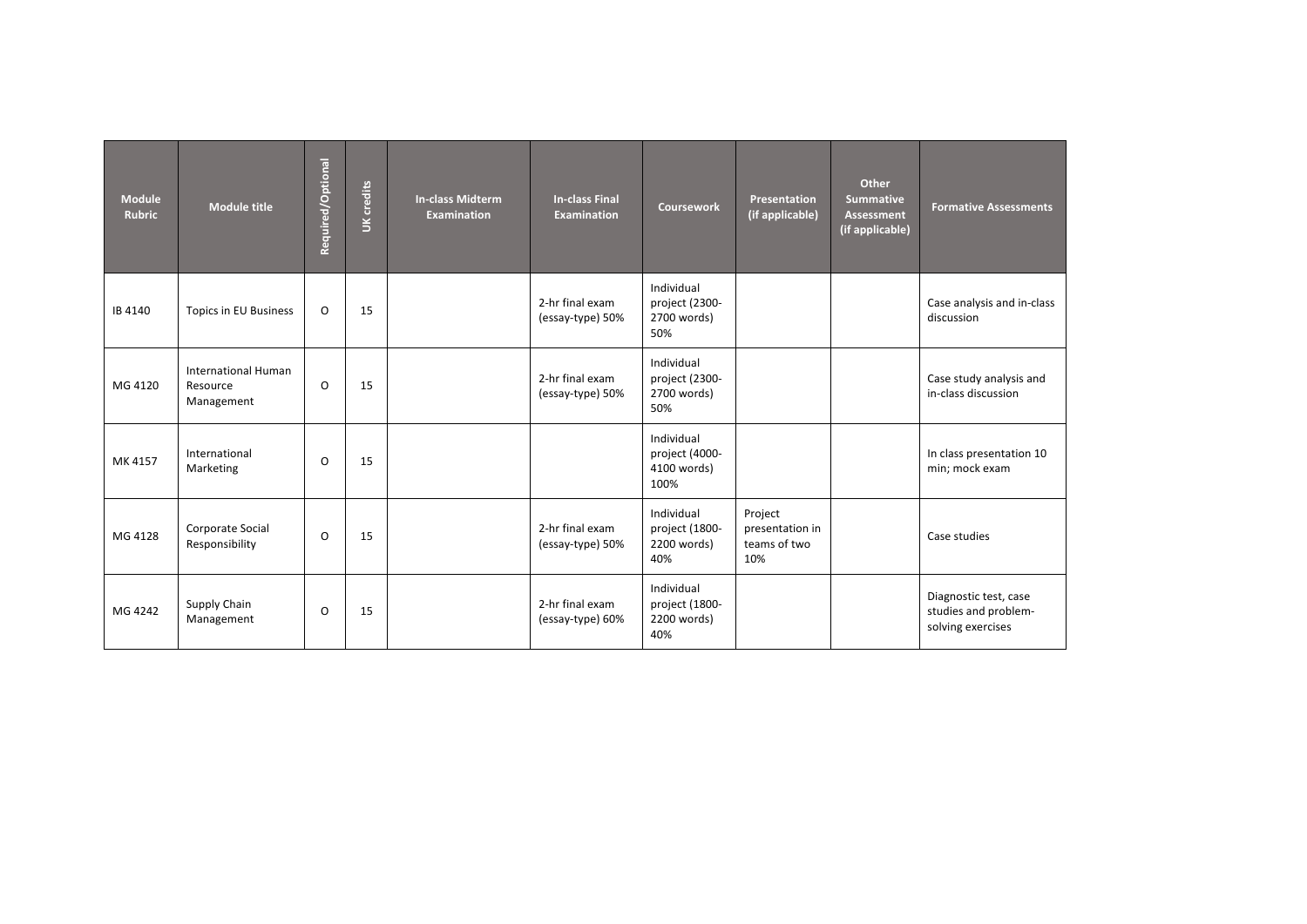| Module Rubric | Module title | Required/Optional | UK credits | In-class Midterm Examination | In-class Final Examination | Coursework | Presentation (if applicable) | Other Summative Assessment (if applicable) | Formative Assessments |
|---|---|---|---|---|---|---|---|---|---|
| IB 4140 | Topics in EU Business | O | 15 | | 2-hr final exam (essay-type) 50% | Individual project (2300-2700 words) 50% | | | Case analysis and in-class discussion |
| MG 4120 | International Human Resource Management | O | 15 | | 2-hr final exam (essay-type) 50% | Individual project (2300-2700 words) 50% | | | Case study analysis and in-class discussion |
| MK 4157 | International Marketing | O | 15 | | | Individual project (4000-4100 words) 100% | | | In class presentation 10 min; mock exam |
| MG 4128 | Corporate Social Responsibility | O | 15 | | 2-hr final exam (essay-type) 50% | Individual project (1800-2200 words) 40% | Project presentation in teams of two 10% | | Case studies |
| MG 4242 | Supply Chain Management | O | 15 | | 2-hr final exam (essay-type) 60% | Individual project (1800-2200 words) 40% | | | Diagnostic test, case studies and problem-solving exercises |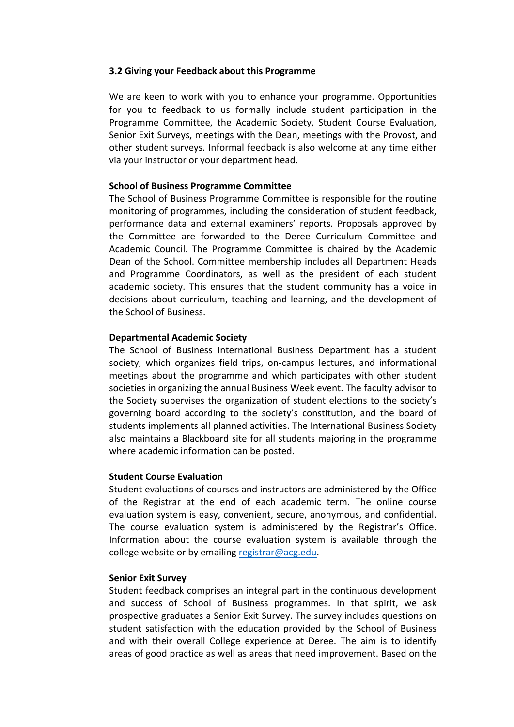### 3.2 Giving your Feedback about this Programme

We are keen to work with you to enhance your programme. Opportunities for you to feedback to us formally include student participation in the Programme Committee, the Academic Society, Student Course Evaluation, Senior Exit Surveys, meetings with the Dean, meetings with the Provost, and other student surveys. Informal feedback is also welcome at any time either via your instructor or your department head.

**School of Business Programme Committee**

The School of Business Programme Committee is responsible for the routine monitoring of programmes, including the consideration of student feedback, performance data and external examiners' reports. Proposals approved by the Committee are forwarded to the Deree Curriculum Committee and Academic Council. The Programme Committee is chaired by the Academic Dean of the School. Committee membership includes all Department Heads and Programme Coordinators, as well as the president of each student academic society. This ensures that the student community has a voice in decisions about curriculum, teaching and learning, and the development of the School of Business.

**Departmental Academic Society**

The School of Business International Business Department has a student society, which organizes field trips, on-campus lectures, and informational meetings about the programme and which participates with other student societies in organizing the annual Business Week event. The faculty advisor to the Society supervises the organization of student elections to the society's governing board according to the society's constitution, and the board of students implements all planned activities. The International Business Society also maintains a Blackboard site for all students majoring in the programme where academic information can be posted.

**Student Course Evaluation**

Student evaluations of courses and instructors are administered by the Office of the Registrar at the end of each academic term. The online course evaluation system is easy, convenient, secure, anonymous, and confidential. The course evaluation system is administered by the Registrar's Office. Information about the course evaluation system is available through the college website or by emailing registrar@acg.edu.

**Senior Exit Survey**

Student feedback comprises an integral part in the continuous development and success of School of Business programmes. In that spirit, we ask prospective graduates a Senior Exit Survey. The survey includes questions on student satisfaction with the education provided by the School of Business and with their overall College experience at Deree. The aim is to identify areas of good practice as well as areas that need improvement. Based on the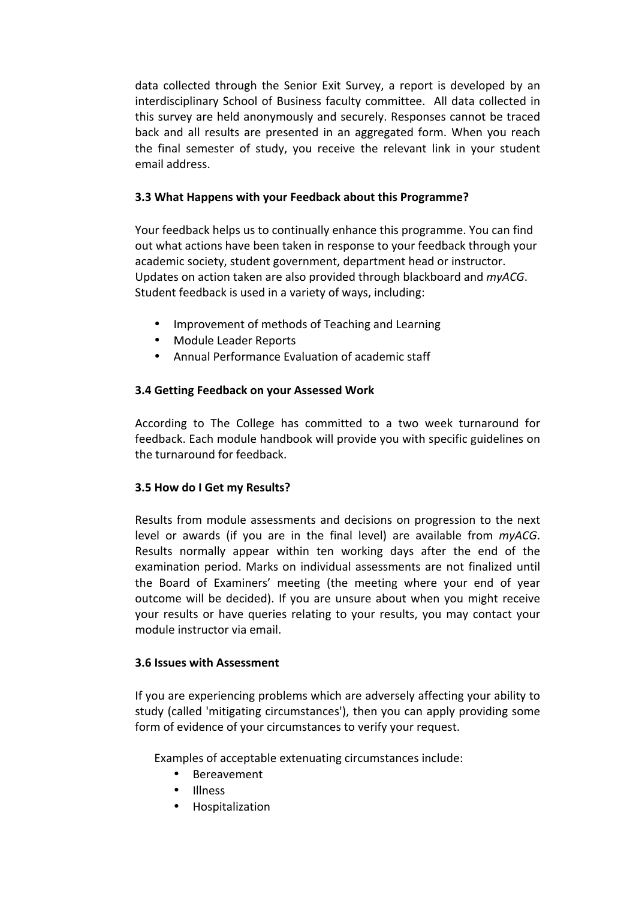data collected through the Senior Exit Survey, a report is developed by an interdisciplinary School of Business faculty committee. All data collected in this survey are held anonymously and securely. Responses cannot be traced back and all results are presented in an aggregated form. When you reach the final semester of study, you receive the relevant link in your student email address.

### 3.3 What Happens with your Feedback about this Programme?

Your feedback helps us to continually enhance this programme. You can find out what actions have been taken in response to your feedback through your academic society, student government, department head or instructor. Updates on action taken are also provided through blackboard and *myACG*. Student feedback is used in a variety of ways, including:

- Improvement of methods of Teaching and Learning
- Module Leader Reports
- Annual Performance Evaluation of academic staff

### 3.4 Getting Feedback on your Assessed Work

According to The College has committed to a two week turnaround for feedback. Each module handbook will provide you with specific guidelines on the turnaround for feedback.

### 3.5 How do I Get my Results?

Results from module assessments and decisions on progression to the next level or awards (if you are in the final level) are available from *myACG*. Results normally appear within ten working days after the end of the examination period. Marks on individual assessments are not finalized until the Board of Examiners' meeting (the meeting where your end of year outcome will be decided). If you are unsure about when you might receive your results or have queries relating to your results, you may contact your module instructor via email.

### 3.6 Issues with Assessment

If you are experiencing problems which are adversely affecting your ability to study (called 'mitigating circumstances'), then you can apply providing some form of evidence of your circumstances to verify your request.

Examples of acceptable extenuating circumstances include:

- Bereavement
- Illness
- Hospitalization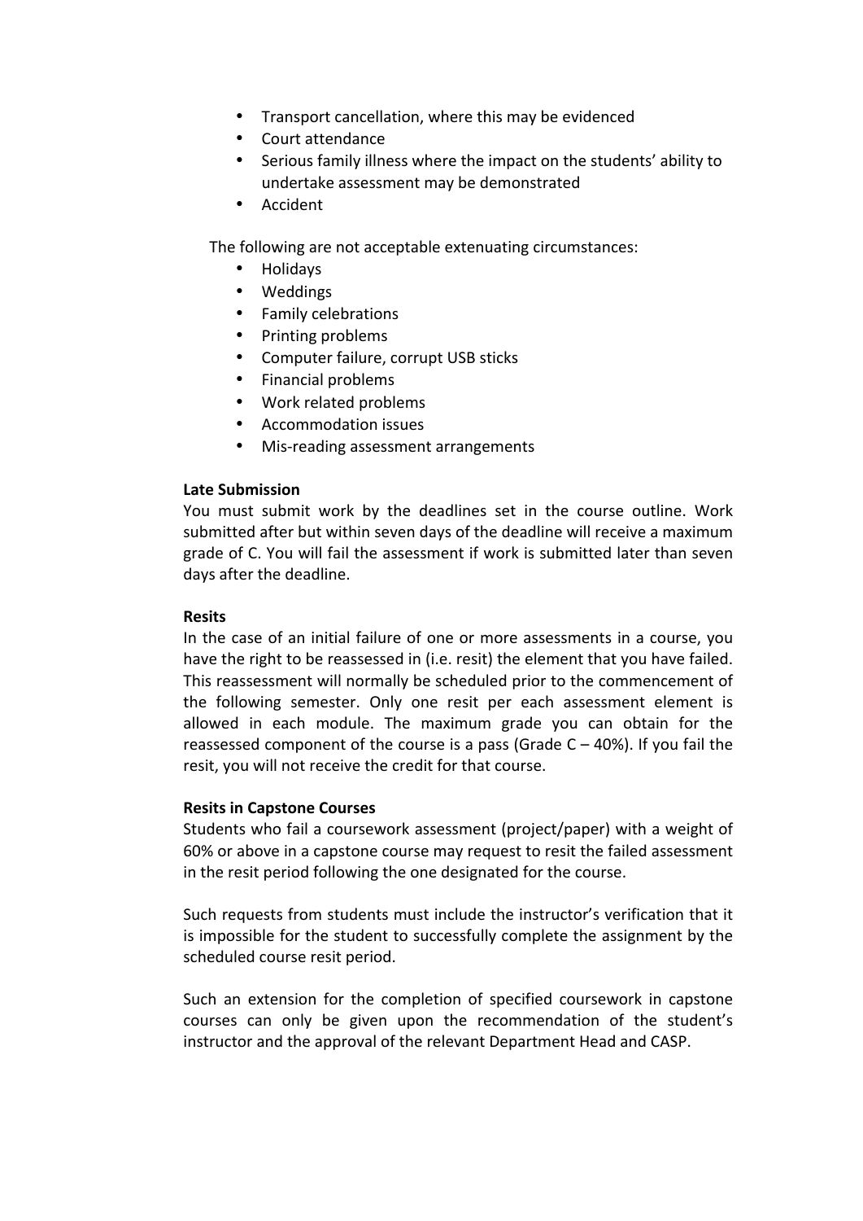- Transport cancellation, where this may be evidenced
- Court attendance
- Serious family illness where the impact on the students' ability to undertake assessment may be demonstrated
- Accident

The following are not acceptable extenuating circumstances:

- Holidays
- Weddings
- Family celebrations
- Printing problems
- Computer failure, corrupt USB sticks
- Financial problems
- Work related problems
- Accommodation issues
- Mis-reading assessment arrangements

**Late Submission**

You must submit work by the deadlines set in the course outline. Work submitted after but within seven days of the deadline will receive a maximum grade of C. You will fail the assessment if work is submitted later than seven days after the deadline.

**Resits**

In the case of an initial failure of one or more assessments in a course, you have the right to be reassessed in (i.e. resit) the element that you have failed. This reassessment will normally be scheduled prior to the commencement of the following semester. Only one resit per each assessment element is allowed in each module. The maximum grade you can obtain for the reassessed component of the course is a pass (Grade C – 40%). If you fail the resit, you will not receive the credit for that course.

**Resits in Capstone Courses**

Students who fail a coursework assessment (project/paper) with a weight of 60% or above in a capstone course may request to resit the failed assessment in the resit period following the one designated for the course.

Such requests from students must include the instructor's verification that it is impossible for the student to successfully complete the assignment by the scheduled course resit period.

Such an extension for the completion of specified coursework in capstone courses can only be given upon the recommendation of the student's instructor and the approval of the relevant Department Head and CASP.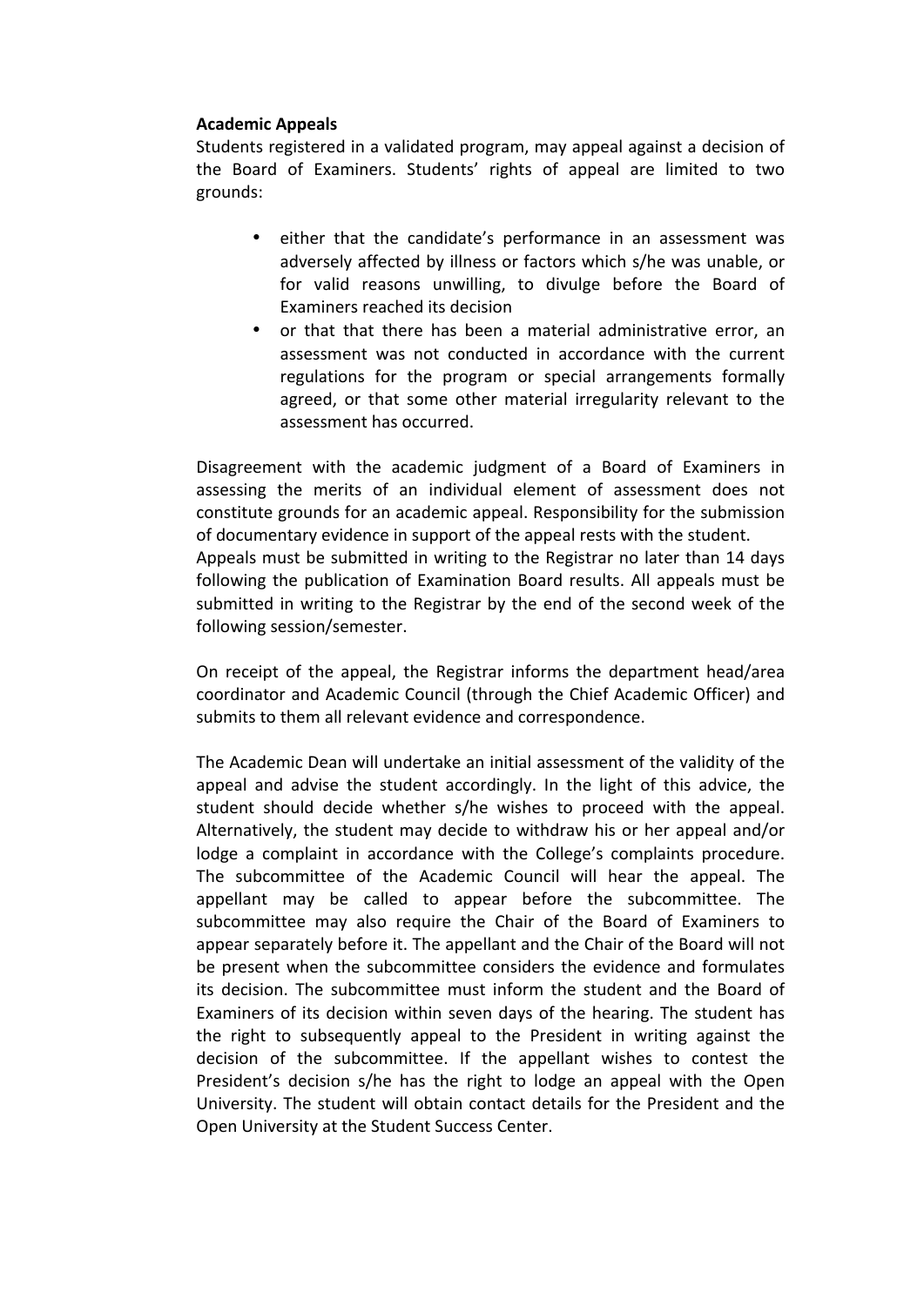**Academic Appeals**

Students registered in a validated program, may appeal against a decision of the Board of Examiners. Students' rights of appeal are limited to two grounds:

- either that the candidate's performance in an assessment was adversely affected by illness or factors which s/he was unable, or for valid reasons unwilling, to divulge before the Board of Examiners reached its decision
- or that that there has been a material administrative error, an assessment was not conducted in accordance with the current regulations for the program or special arrangements formally agreed, or that some other material irregularity relevant to the assessment has occurred.

Disagreement with the academic judgment of a Board of Examiners in assessing the merits of an individual element of assessment does not constitute grounds for an academic appeal. Responsibility for the submission of documentary evidence in support of the appeal rests with the student. Appeals must be submitted in writing to the Registrar no later than 14 days following the publication of Examination Board results. All appeals must be submitted in writing to the Registrar by the end of the second week of the following session/semester.

On receipt of the appeal, the Registrar informs the department head/area coordinator and Academic Council (through the Chief Academic Officer) and submits to them all relevant evidence and correspondence.

The Academic Dean will undertake an initial assessment of the validity of the appeal and advise the student accordingly. In the light of this advice, the student should decide whether s/he wishes to proceed with the appeal. Alternatively, the student may decide to withdraw his or her appeal and/or lodge a complaint in accordance with the College's complaints procedure. The subcommittee of the Academic Council will hear the appeal. The appellant may be called to appear before the subcommittee. The subcommittee may also require the Chair of the Board of Examiners to appear separately before it. The appellant and the Chair of the Board will not be present when the subcommittee considers the evidence and formulates its decision. The subcommittee must inform the student and the Board of Examiners of its decision within seven days of the hearing. The student has the right to subsequently appeal to the President in writing against the decision of the subcommittee. If the appellant wishes to contest the President's decision s/he has the right to lodge an appeal with the Open University. The student will obtain contact details for the President and the Open University at the Student Success Center.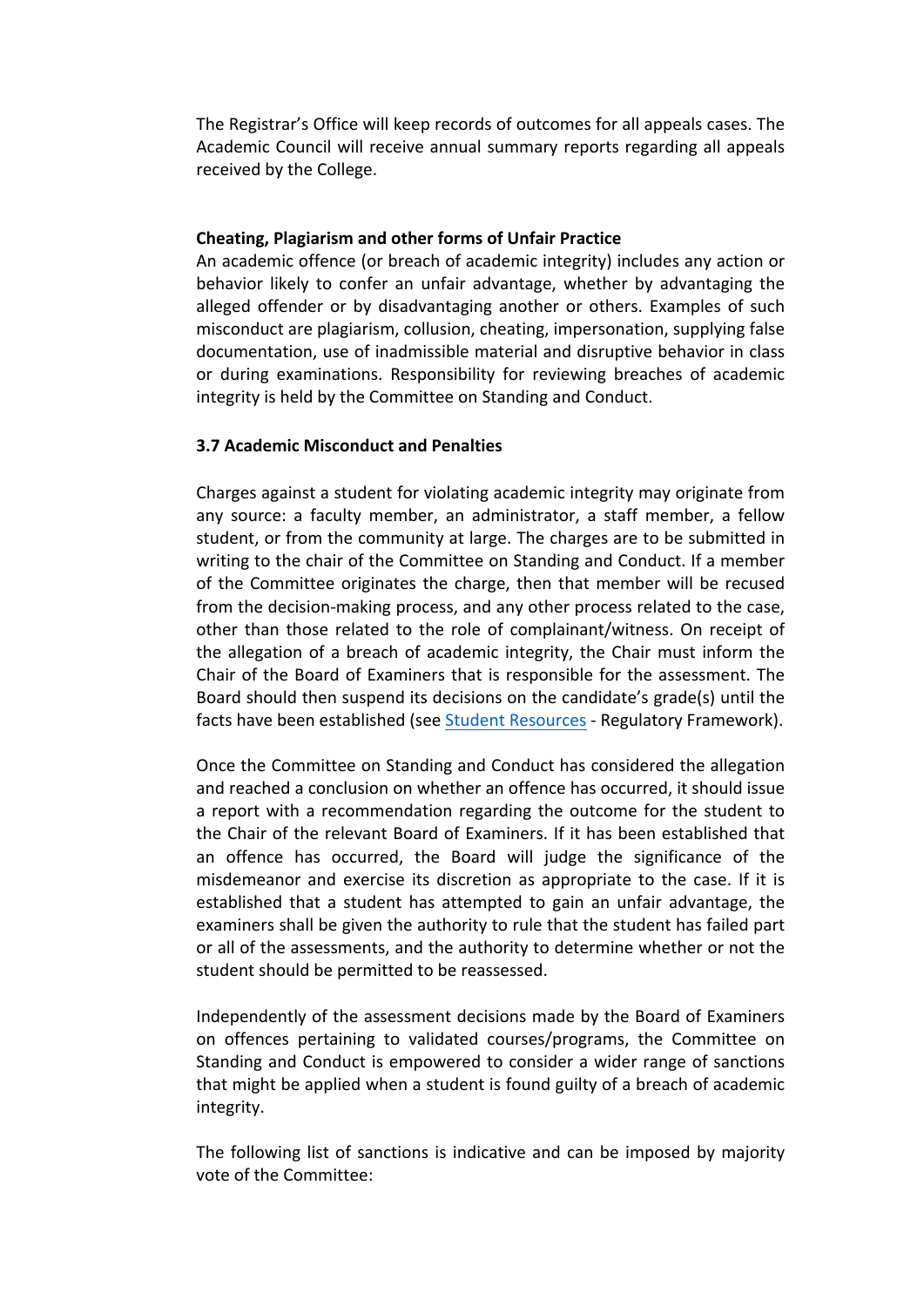The Registrar's Office will keep records of outcomes for all appeals cases. The Academic Council will receive annual summary reports regarding all appeals received by the College.

**Cheating, Plagiarism and other forms of Unfair Practice**

An academic offence (or breach of academic integrity) includes any action or behavior likely to confer an unfair advantage, whether by advantaging the alleged offender or by disadvantaging another or others. Examples of such misconduct are plagiarism, collusion, cheating, impersonation, supplying false documentation, use of inadmissible material and disruptive behavior in class or during examinations. Responsibility for reviewing breaches of academic integrity is held by the Committee on Standing and Conduct.

### 3.7 Academic Misconduct and Penalties

Charges against a student for violating academic integrity may originate from any source: a faculty member, an administrator, a staff member, a fellow student, or from the community at large. The charges are to be submitted in writing to the chair of the Committee on Standing and Conduct. If a member of the Committee originates the charge, then that member will be recused from the decision-making process, and any other process related to the case, other than those related to the role of complainant/witness. On receipt of the allegation of a breach of academic integrity, the Chair must inform the Chair of the Board of Examiners that is responsible for the assessment. The Board should then suspend its decisions on the candidate's grade(s) until the facts have been established (see Student Resources - Regulatory Framework).

Once the Committee on Standing and Conduct has considered the allegation and reached a conclusion on whether an offence has occurred, it should issue a report with a recommendation regarding the outcome for the student to the Chair of the relevant Board of Examiners. If it has been established that an offence has occurred, the Board will judge the significance of the misdemeanor and exercise its discretion as appropriate to the case. If it is established that a student has attempted to gain an unfair advantage, the examiners shall be given the authority to rule that the student has failed part or all of the assessments, and the authority to determine whether or not the student should be permitted to be reassessed.

Independently of the assessment decisions made by the Board of Examiners on offences pertaining to validated courses/programs, the Committee on Standing and Conduct is empowered to consider a wider range of sanctions that might be applied when a student is found guilty of a breach of academic integrity.

The following list of sanctions is indicative and can be imposed by majority vote of the Committee: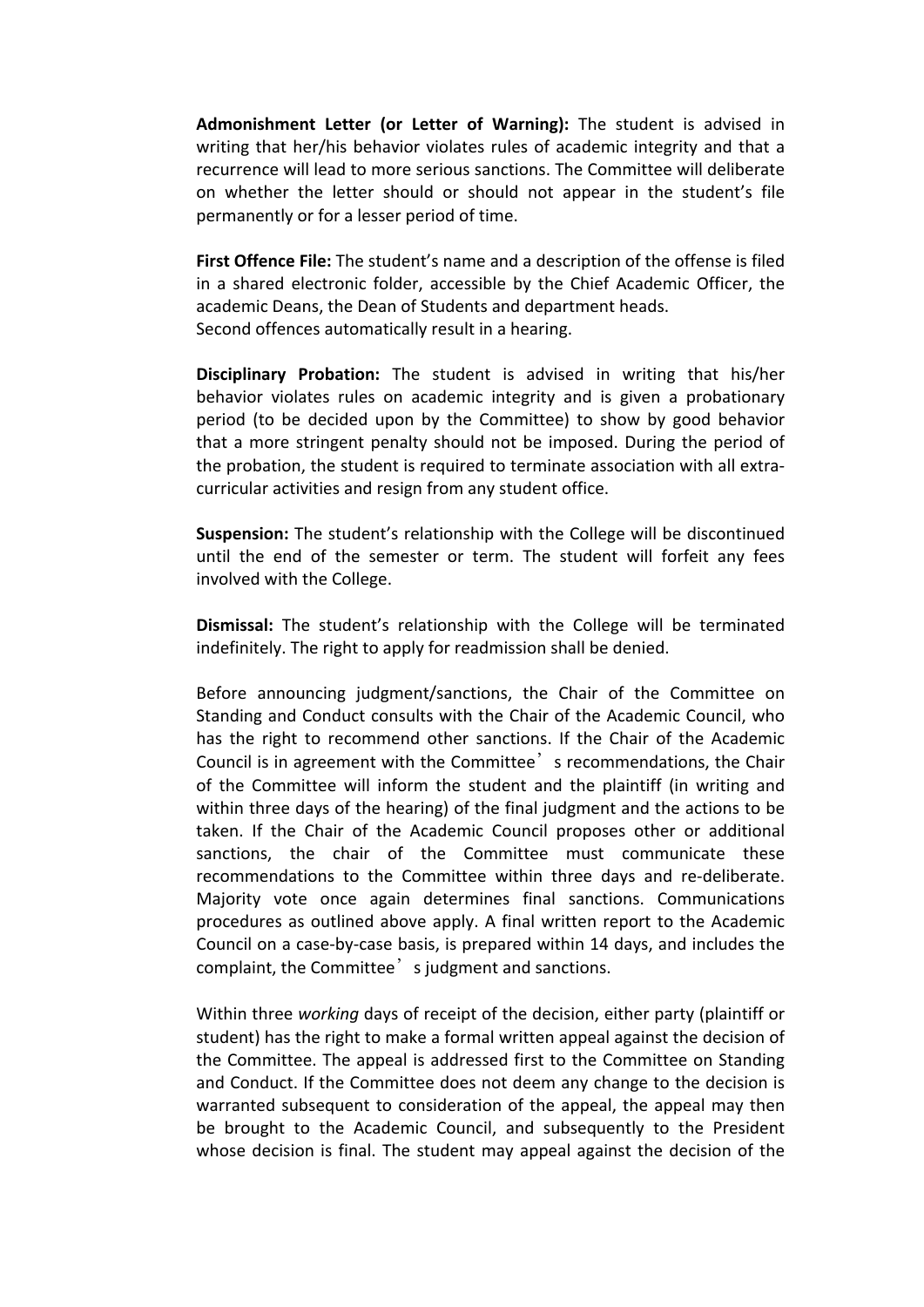**Admonishment Letter (or Letter of Warning):** The student is advised in writing that her/his behavior violates rules of academic integrity and that a recurrence will lead to more serious sanctions. The Committee will deliberate on whether the letter should or should not appear in the student's file permanently or for a lesser period of time.

**First Offence File:** The student's name and a description of the offense is filed in a shared electronic folder, accessible by the Chief Academic Officer, the academic Deans, the Dean of Students and department heads.
Second offences automatically result in a hearing.

**Disciplinary Probation:** The student is advised in writing that his/her behavior violates rules on academic integrity and is given a probationary period (to be decided upon by the Committee) to show by good behavior that a more stringent penalty should not be imposed. During the period of the probation, the student is required to terminate association with all extra-curricular activities and resign from any student office.

**Suspension:** The student's relationship with the College will be discontinued until the end of the semester or term. The student will forfeit any fees involved with the College.

**Dismissal:** The student's relationship with the College will be terminated indefinitely. The right to apply for readmission shall be denied.

Before announcing judgment/sanctions, the Chair of the Committee on Standing and Conduct consults with the Chair of the Academic Council, who has the right to recommend other sanctions. If the Chair of the Academic Council is in agreement with the Committee's recommendations, the Chair of the Committee will inform the student and the plaintiff (in writing and within three days of the hearing) of the final judgment and the actions to be taken. If the Chair of the Academic Council proposes other or additional sanctions, the chair of the Committee must communicate these recommendations to the Committee within three days and re-deliberate. Majority vote once again determines final sanctions. Communications procedures as outlined above apply. A final written report to the Academic Council on a case-by-case basis, is prepared within 14 days, and includes the complaint, the Committee's judgment and sanctions.

Within three *working* days of receipt of the decision, either party (plaintiff or student) has the right to make a formal written appeal against the decision of the Committee. The appeal is addressed first to the Committee on Standing and Conduct. If the Committee does not deem any change to the decision is warranted subsequent to consideration of the appeal, the appeal may then be brought to the Academic Council, and subsequently to the President whose decision is final. The student may appeal against the decision of the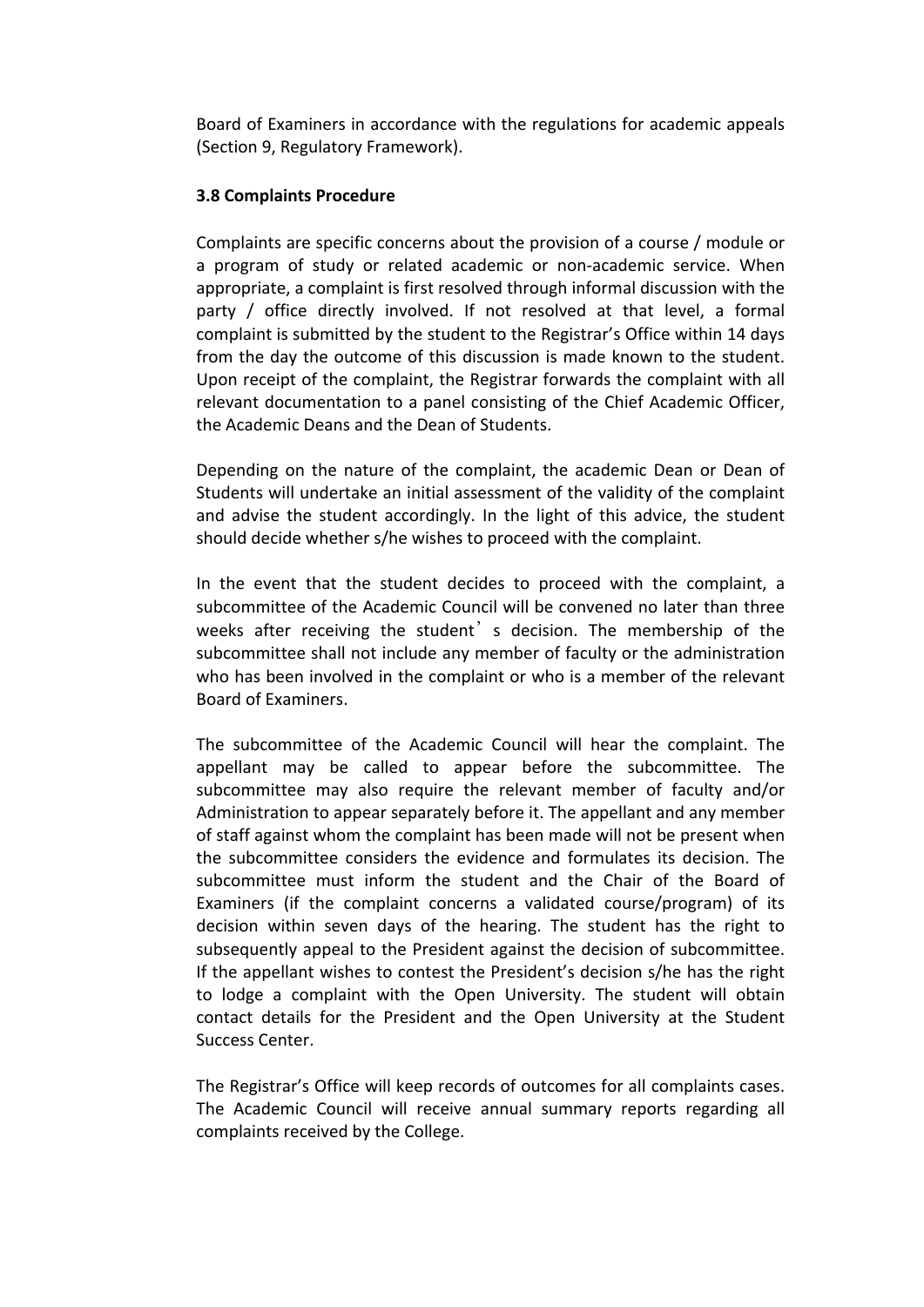Board of Examiners in accordance with the regulations for academic appeals (Section 9, Regulatory Framework).

**3.8 Complaints Procedure**

Complaints are specific concerns about the provision of a course / module or a program of study or related academic or non-academic service. When appropriate, a complaint is first resolved through informal discussion with the party / office directly involved. If not resolved at that level, a formal complaint is submitted by the student to the Registrar's Office within 14 days from the day the outcome of this discussion is made known to the student. Upon receipt of the complaint, the Registrar forwards the complaint with all relevant documentation to a panel consisting of the Chief Academic Officer, the Academic Deans and the Dean of Students.

Depending on the nature of the complaint, the academic Dean or Dean of Students will undertake an initial assessment of the validity of the complaint and advise the student accordingly. In the light of this advice, the student should decide whether s/he wishes to proceed with the complaint.

In the event that the student decides to proceed with the complaint, a subcommittee of the Academic Council will be convened no later than three weeks after receiving the student's decision. The membership of the subcommittee shall not include any member of faculty or the administration who has been involved in the complaint or who is a member of the relevant Board of Examiners.

The subcommittee of the Academic Council will hear the complaint. The appellant may be called to appear before the subcommittee. The subcommittee may also require the relevant member of faculty and/or Administration to appear separately before it. The appellant and any member of staff against whom the complaint has been made will not be present when the subcommittee considers the evidence and formulates its decision. The subcommittee must inform the student and the Chair of the Board of Examiners (if the complaint concerns a validated course/program) of its decision within seven days of the hearing. The student has the right to subsequently appeal to the President against the decision of subcommittee. If the appellant wishes to contest the President's decision s/he has the right to lodge a complaint with the Open University. The student will obtain contact details for the President and the Open University at the Student Success Center.

The Registrar's Office will keep records of outcomes for all complaints cases. The Academic Council will receive annual summary reports regarding all complaints received by the College.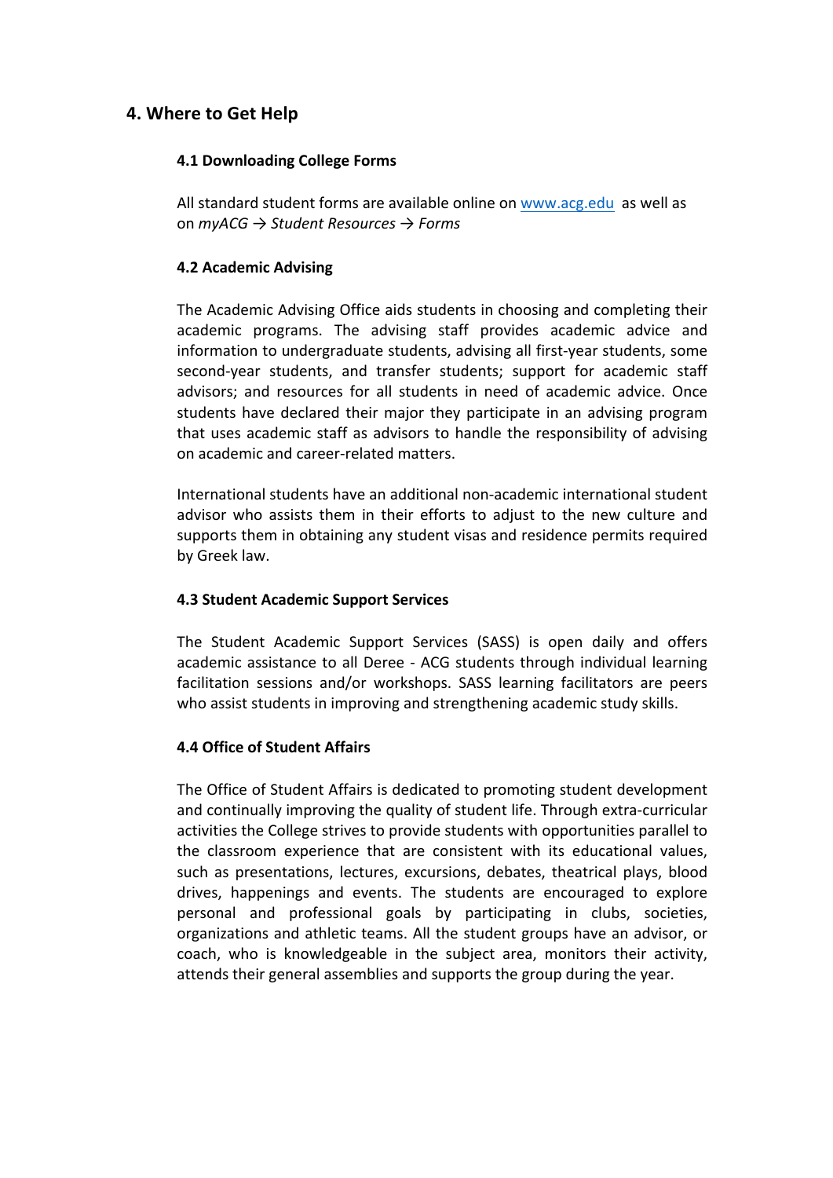## 4. Where to Get Help

### 4.1 Downloading College Forms

All standard student forms are available online on [www.acg.edu](http://www.acg.edu) as well as on *myACG → Student Resources → Forms*

### 4.2 Academic Advising

The Academic Advising Office aids students in choosing and completing their academic programs. The advising staff provides academic advice and information to undergraduate students, advising all first-year students, some second-year students, and transfer students; support for academic staff advisors; and resources for all students in need of academic advice. Once students have declared their major they participate in an advising program that uses academic staff as advisors to handle the responsibility of advising on academic and career-related matters.

International students have an additional non-academic international student advisor who assists them in their efforts to adjust to the new culture and supports them in obtaining any student visas and residence permits required by Greek law.

### 4.3 Student Academic Support Services

The Student Academic Support Services (SASS) is open daily and offers academic assistance to all Deree - ACG students through individual learning facilitation sessions and/or workshops. SASS learning facilitators are peers who assist students in improving and strengthening academic study skills.

### 4.4 Office of Student Affairs

The Office of Student Affairs is dedicated to promoting student development and continually improving the quality of student life. Through extra-curricular activities the College strives to provide students with opportunities parallel to the classroom experience that are consistent with its educational values, such as presentations, lectures, excursions, debates, theatrical plays, blood drives, happenings and events. The students are encouraged to explore personal and professional goals by participating in clubs, societies, organizations and athletic teams. All the student groups have an advisor, or coach, who is knowledgeable in the subject area, monitors their activity, attends their general assemblies and supports the group during the year.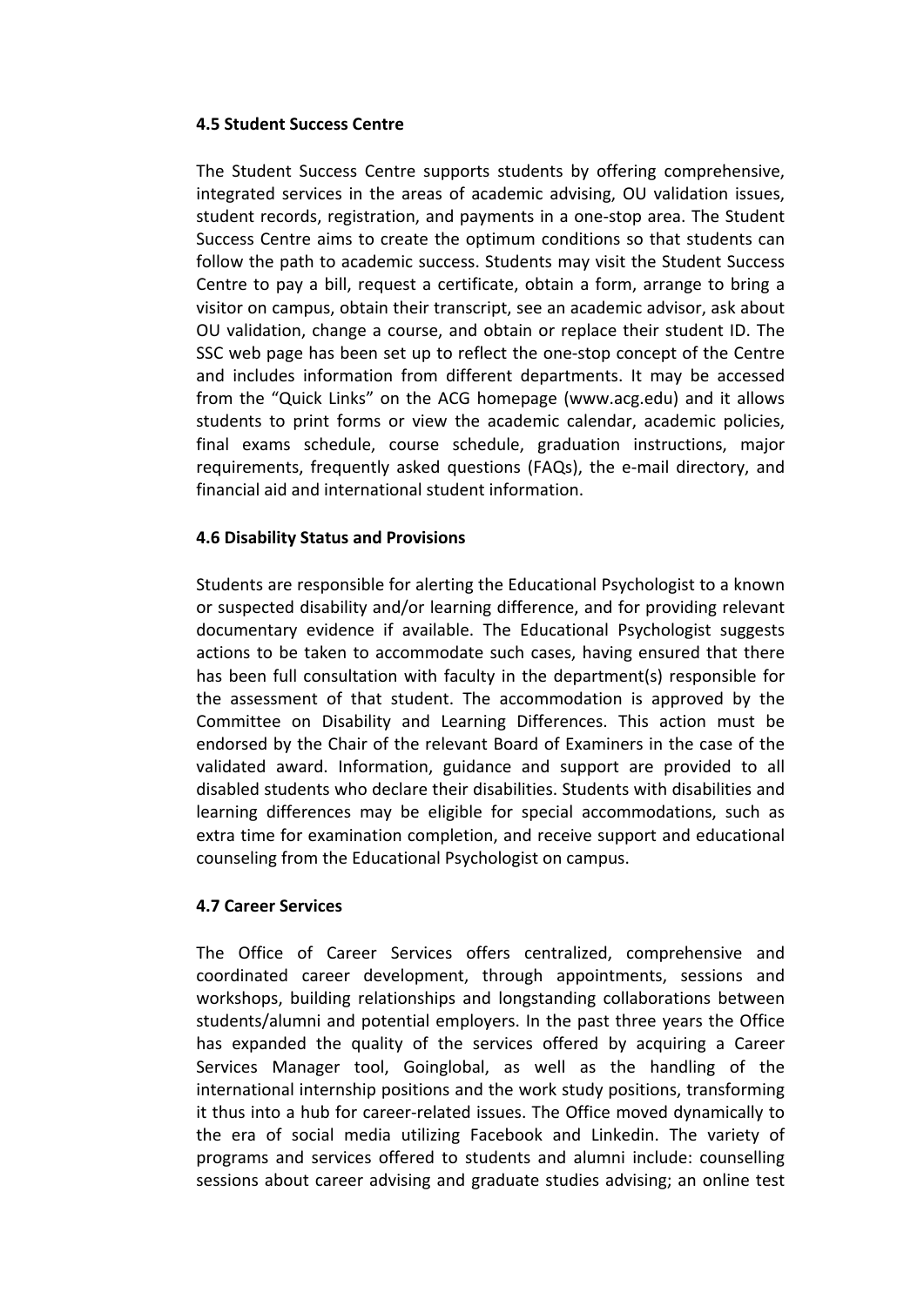### 4.5 Student Success Centre

The Student Success Centre supports students by offering comprehensive, integrated services in the areas of academic advising, OU validation issues, student records, registration, and payments in a one-stop area. The Student Success Centre aims to create the optimum conditions so that students can follow the path to academic success. Students may visit the Student Success Centre to pay a bill, request a certificate, obtain a form, arrange to bring a visitor on campus, obtain their transcript, see an academic advisor, ask about OU validation, change a course, and obtain or replace their student ID. The SSC web page has been set up to reflect the one-stop concept of the Centre and includes information from different departments. It may be accessed from the "Quick Links" on the ACG homepage (www.acg.edu) and it allows students to print forms or view the academic calendar, academic policies, final exams schedule, course schedule, graduation instructions, major requirements, frequently asked questions (FAQs), the e-mail directory, and financial aid and international student information.

### 4.6 Disability Status and Provisions

Students are responsible for alerting the Educational Psychologist to a known or suspected disability and/or learning difference, and for providing relevant documentary evidence if available. The Educational Psychologist suggests actions to be taken to accommodate such cases, having ensured that there has been full consultation with faculty in the department(s) responsible for the assessment of that student. The accommodation is approved by the Committee on Disability and Learning Differences. This action must be endorsed by the Chair of the relevant Board of Examiners in the case of the validated award. Information, guidance and support are provided to all disabled students who declare their disabilities. Students with disabilities and learning differences may be eligible for special accommodations, such as extra time for examination completion, and receive support and educational counseling from the Educational Psychologist on campus.

### 4.7 Career Services

The Office of Career Services offers centralized, comprehensive and coordinated career development, through appointments, sessions and workshops, building relationships and longstanding collaborations between students/alumni and potential employers. In the past three years the Office has expanded the quality of the services offered by acquiring a Career Services Manager tool, Goinglobal, as well as the handling of the international internship positions and the work study positions, transforming it thus into a hub for career-related issues. The Office moved dynamically to the era of social media utilizing Facebook and Linkedin. The variety of programs and services offered to students and alumni include: counselling sessions about career advising and graduate studies advising; an online test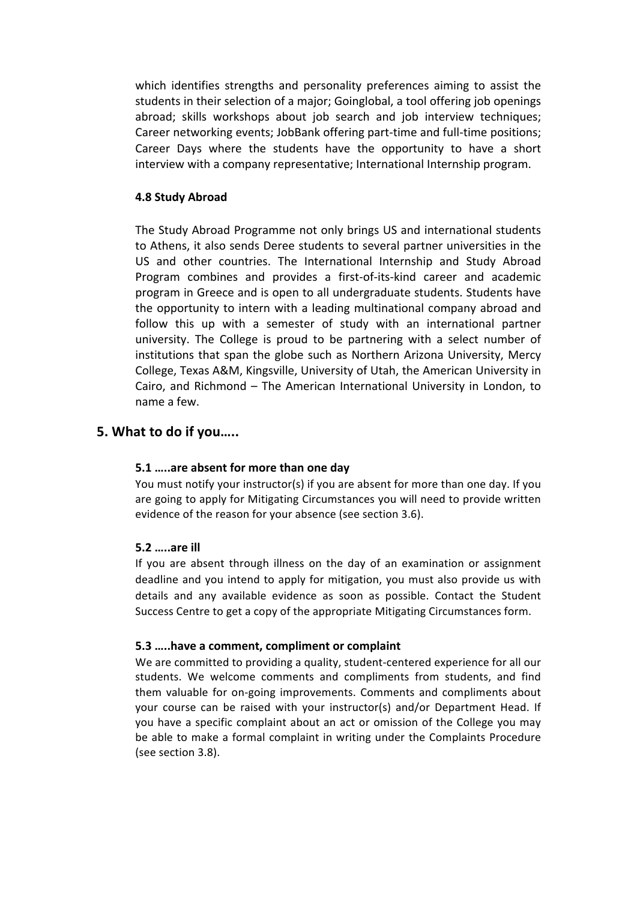which identifies strengths and personality preferences aiming to assist the students in their selection of a major; Goinglobal, a tool offering job openings abroad; skills workshops about job search and job interview techniques; Career networking events; JobBank offering part-time and full-time positions; Career Days where the students have the opportunity to have a short interview with a company representative; International Internship program.

### 4.8 Study Abroad

The Study Abroad Programme not only brings US and international students to Athens, it also sends Deree students to several partner universities in the US and other countries. The International Internship and Study Abroad Program combines and provides a first-of-its-kind career and academic program in Greece and is open to all undergraduate students. Students have the opportunity to intern with a leading multinational company abroad and follow this up with a semester of study with an international partner university. The College is proud to be partnering with a select number of institutions that span the globe such as Northern Arizona University, Mercy College, Texas A&M, Kingsville, University of Utah, the American University in Cairo, and Richmond – The American International University in London, to name a few.

## 5. What to do if you…..

### 5.1 …..are absent for more than one day

You must notify your instructor(s) if you are absent for more than one day. If you are going to apply for Mitigating Circumstances you will need to provide written evidence of the reason for your absence (see section 3.6).

### 5.2 …..are ill

If you are absent through illness on the day of an examination or assignment deadline and you intend to apply for mitigation, you must also provide us with details and any available evidence as soon as possible. Contact the Student Success Centre to get a copy of the appropriate Mitigating Circumstances form.

### 5.3 …..have a comment, compliment or complaint

We are committed to providing a quality, student-centered experience for all our students. We welcome comments and compliments from students, and find them valuable for on-going improvements. Comments and compliments about your course can be raised with your instructor(s) and/or Department Head. If you have a specific complaint about an act or omission of the College you may be able to make a formal complaint in writing under the Complaints Procedure (see section 3.8).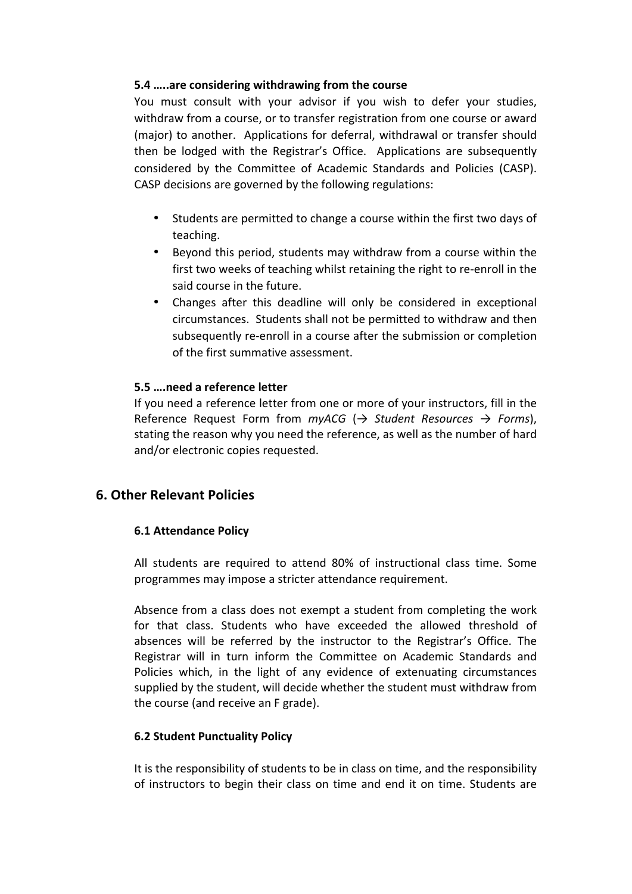#### 5.4 …..are considering withdrawing from the course

You must consult with your advisor if you wish to defer your studies, withdraw from a course, or to transfer registration from one course or award (major) to another. Applications for deferral, withdrawal or transfer should then be lodged with the Registrar's Office. Applications are subsequently considered by the Committee of Academic Standards and Policies (CASP). CASP decisions are governed by the following regulations:

- Students are permitted to change a course within the first two days of teaching.
- Beyond this period, students may withdraw from a course within the first two weeks of teaching whilst retaining the right to re-enroll in the said course in the future.
- Changes after this deadline will only be considered in exceptional circumstances. Students shall not be permitted to withdraw and then subsequently re-enroll in a course after the submission or completion of the first summative assessment.

#### 5.5 ….need a reference letter

If you need a reference letter from one or more of your instructors, fill in the Reference Request Form from *myACG* (→ *Student Resources* → *Forms*), stating the reason why you need the reference, as well as the number of hard and/or electronic copies requested.

## 6. Other Relevant Policies

#### 6.1 Attendance Policy

All students are required to attend 80% of instructional class time. Some programmes may impose a stricter attendance requirement.

Absence from a class does not exempt a student from completing the work for that class. Students who have exceeded the allowed threshold of absences will be referred by the instructor to the Registrar's Office. The Registrar will in turn inform the Committee on Academic Standards and Policies which, in the light of any evidence of extenuating circumstances supplied by the student, will decide whether the student must withdraw from the course (and receive an F grade).

#### 6.2 Student Punctuality Policy

It is the responsibility of students to be in class on time, and the responsibility of instructors to begin their class on time and end it on time. Students are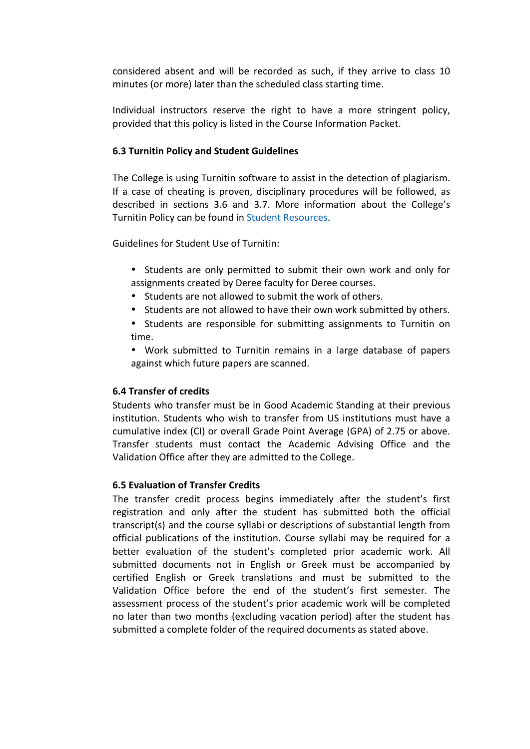considered absent and will be recorded as such, if they arrive to class 10 minutes (or more) later than the scheduled class starting time.

Individual instructors reserve the right to have a more stringent policy, provided that this policy is listed in the Course Information Packet.

### 6.3 Turnitin Policy and Student Guidelines

The College is using Turnitin software to assist in the detection of plagiarism. If a case of cheating is proven, disciplinary procedures will be followed, as described in sections 3.6 and 3.7. More information about the College's Turnitin Policy can be found in Student Resources.

Guidelines for Student Use of Turnitin:

- Students are only permitted to submit their own work and only for assignments created by Deree faculty for Deree courses.
- Students are not allowed to submit the work of others.
- Students are not allowed to have their own work submitted by others.
- Students are responsible for submitting assignments to Turnitin on time.
- Work submitted to Turnitin remains in a large database of papers against which future papers are scanned.

### 6.4 Transfer of credits

Students who transfer must be in Good Academic Standing at their previous institution. Students who wish to transfer from US institutions must have a cumulative index (CI) or overall Grade Point Average (GPA) of 2.75 or above. Transfer students must contact the Academic Advising Office and the Validation Office after they are admitted to the College.

### 6.5 Evaluation of Transfer Credits

The transfer credit process begins immediately after the student's first registration and only after the student has submitted both the official transcript(s) and the course syllabi or descriptions of substantial length from official publications of the institution. Course syllabi may be required for a better evaluation of the student's completed prior academic work. All submitted documents not in English or Greek must be accompanied by certified English or Greek translations and must be submitted to the Validation Office before the end of the student's first semester. The assessment process of the student's prior academic work will be completed no later than two months (excluding vacation period) after the student has submitted a complete folder of the required documents as stated above.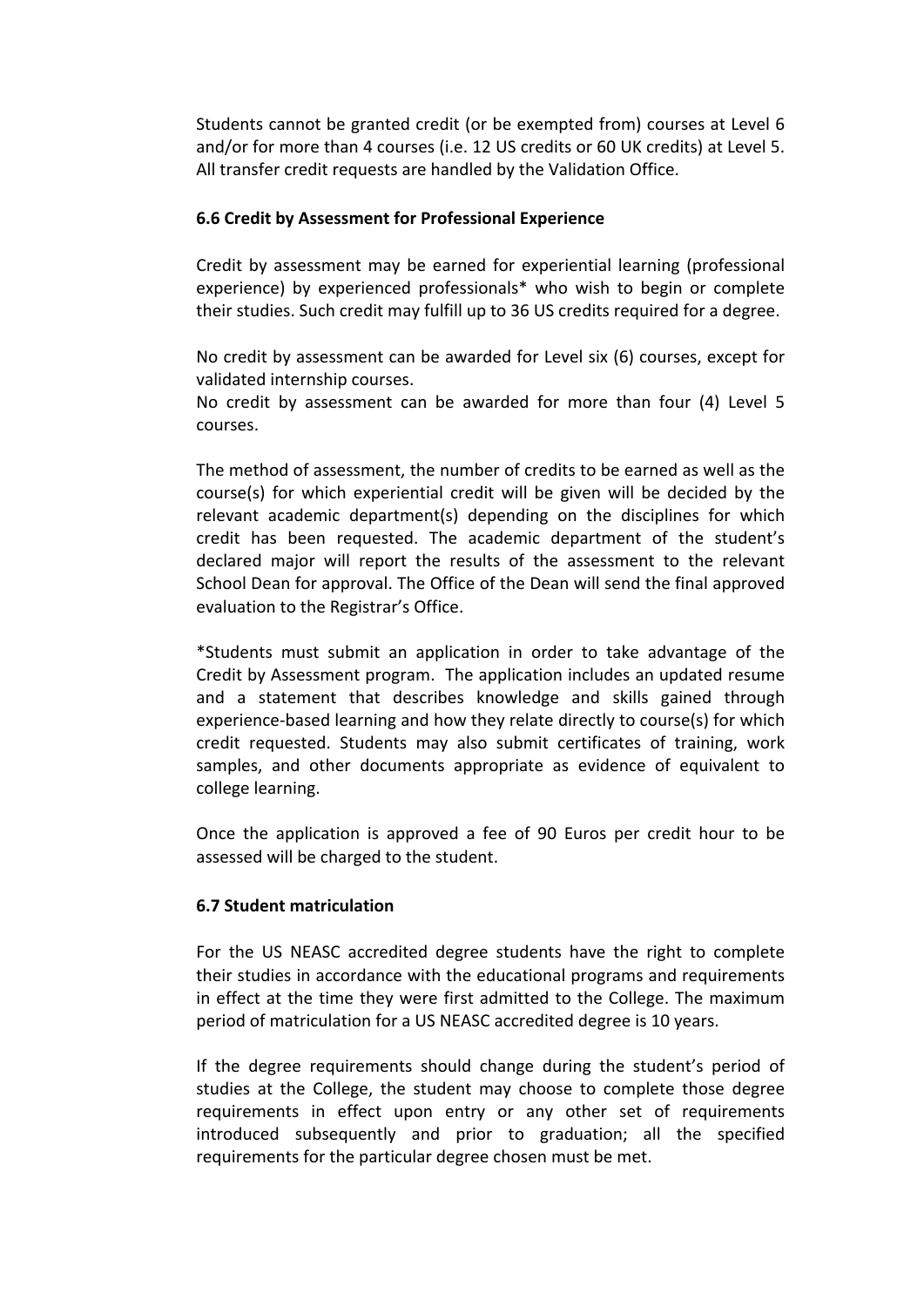Students cannot be granted credit (or be exempted from) courses at Level 6 and/or for more than 4 courses (i.e. 12 US credits or 60 UK credits) at Level 5. All transfer credit requests are handled by the Validation Office.

**6.6 Credit by Assessment for Professional Experience**

Credit by assessment may be earned for experiential learning (professional experience) by experienced professionals* who wish to begin or complete their studies. Such credit may fulfill up to 36 US credits required for a degree.

No credit by assessment can be awarded for Level six (6) courses, except for validated internship courses.
No credit by assessment can be awarded for more than four (4) Level 5 courses.

The method of assessment, the number of credits to be earned as well as the course(s) for which experiential credit will be given will be decided by the relevant academic department(s) depending on the disciplines for which credit has been requested. The academic department of the student's declared major will report the results of the assessment to the relevant School Dean for approval. The Office of the Dean will send the final approved evaluation to the Registrar's Office.

*Students must submit an application in order to take advantage of the Credit by Assessment program. The application includes an updated resume and a statement that describes knowledge and skills gained through experience-based learning and how they relate directly to course(s) for which credit requested. Students may also submit certificates of training, work samples, and other documents appropriate as evidence of equivalent to college learning.

Once the application is approved a fee of 90 Euros per credit hour to be assessed will be charged to the student.

**6.7 Student matriculation**

For the US NEASC accredited degree students have the right to complete their studies in accordance with the educational programs and requirements in effect at the time they were first admitted to the College. The maximum period of matriculation for a US NEASC accredited degree is 10 years.

If the degree requirements should change during the student's period of studies at the College, the student may choose to complete those degree requirements in effect upon entry or any other set of requirements introduced subsequently and prior to graduation; all the specified requirements for the particular degree chosen must be met.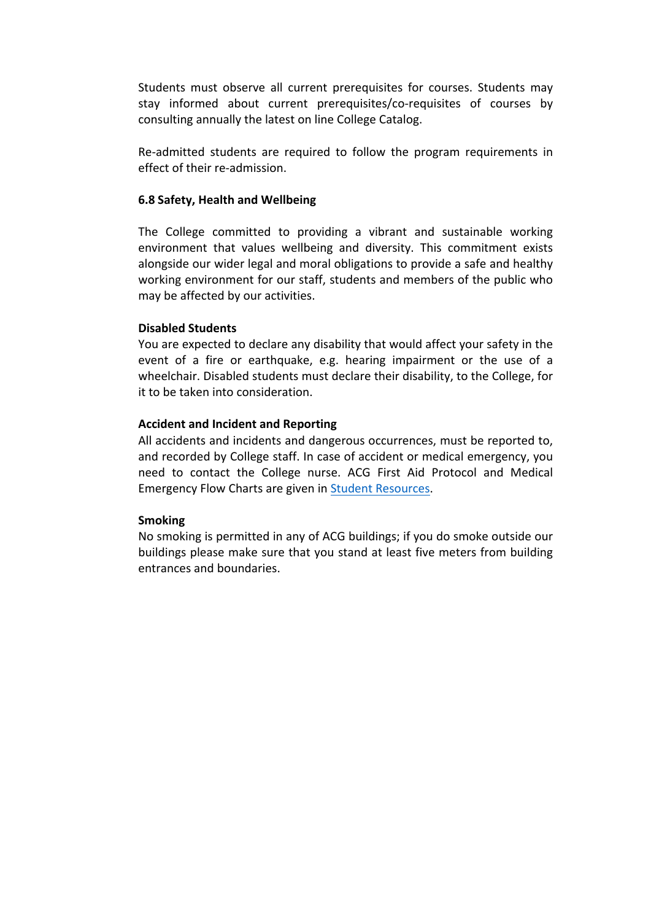Students must observe all current prerequisites for courses. Students may stay informed about current prerequisites/co-requisites of courses by consulting annually the latest on line College Catalog.

Re-admitted students are required to follow the program requirements in effect of their re-admission.

### 6.8 Safety, Health and Wellbeing

The College committed to providing a vibrant and sustainable working environment that values wellbeing and diversity. This commitment exists alongside our wider legal and moral obligations to provide a safe and healthy working environment for our staff, students and members of the public who may be affected by our activities.

**Disabled Students**
You are expected to declare any disability that would affect your safety in the event of a fire or earthquake, e.g. hearing impairment or the use of a wheelchair. Disabled students must declare their disability, to the College, for it to be taken into consideration.

**Accident and Incident and Reporting**
All accidents and incidents and dangerous occurrences, must be reported to, and recorded by College staff. In case of accident or medical emergency, you need to contact the College nurse. ACG First Aid Protocol and Medical Emergency Flow Charts are given in Student Resources.

**Smoking**
No smoking is permitted in any of ACG buildings; if you do smoke outside our buildings please make sure that you stand at least five meters from building entrances and boundaries.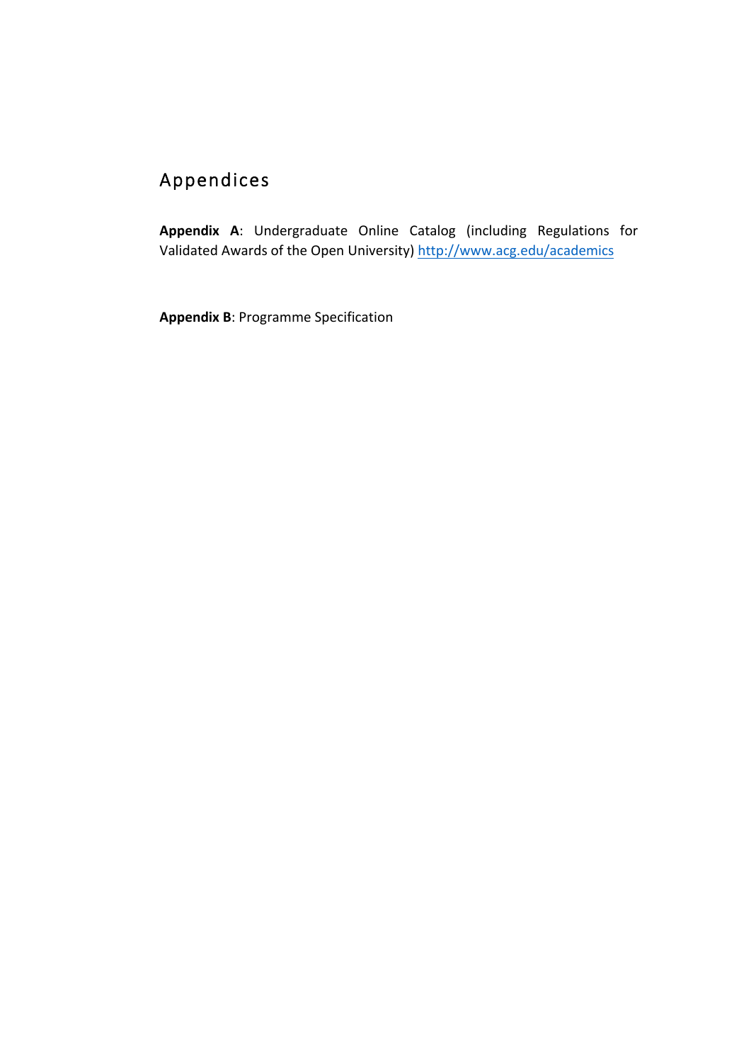# Appendices

**Appendix A**: Undergraduate Online Catalog (including Regulations for Validated Awards of the Open University) [http://www.acg.edu/academics](http://www.acg.edu/academics)

**Appendix B**: Programme Specification